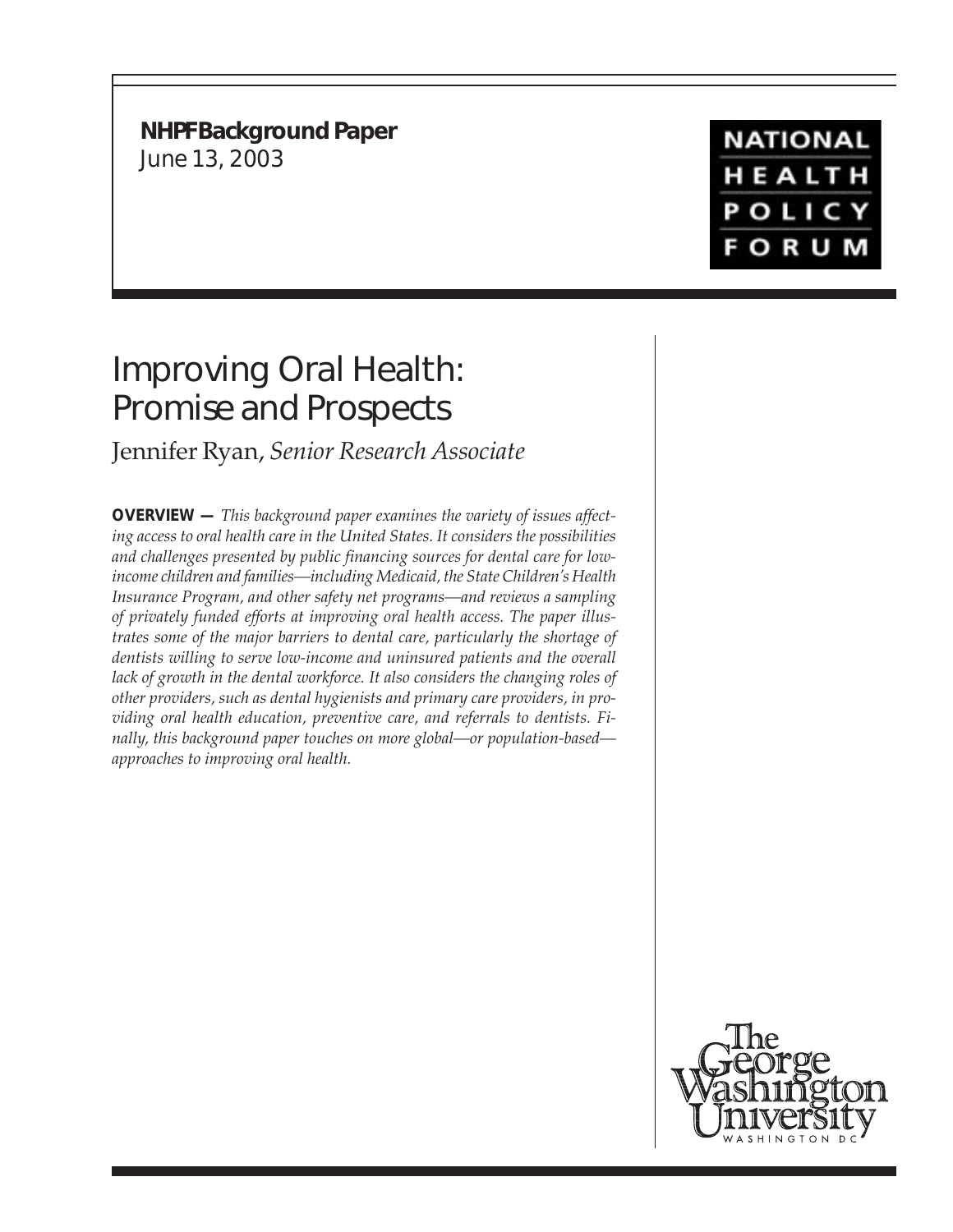**NHPF Background Paper**
June 13, 2003

NATIONAL HEALTH POLICY FORUM

# Improving Oral Health: Promise and Prospects

Jennifer Ryan, *Senior Research Associate*

**OVERVIEW —** *This background paper examines the variety of issues affecting access to oral health care in the United States. It considers the possibilities and challenges presented by public financing sources for dental care for low-income children and families—including Medicaid, the State Children's Health Insurance Program, and other safety net programs—and reviews a sampling of privately funded efforts at improving oral health access. The paper illustrates some of the major barriers to dental care, particularly the shortage of dentists willing to serve low-income and uninsured patients and the overall lack of growth in the dental workforce. It also considers the changing roles of other providers, such as dental hygienists and primary care providers, in providing oral health education, preventive care, and referrals to dentists. Finally, this background paper touches on more global—or population-based—approaches to improving oral health.*

The George Washington University
WASHINGTON DC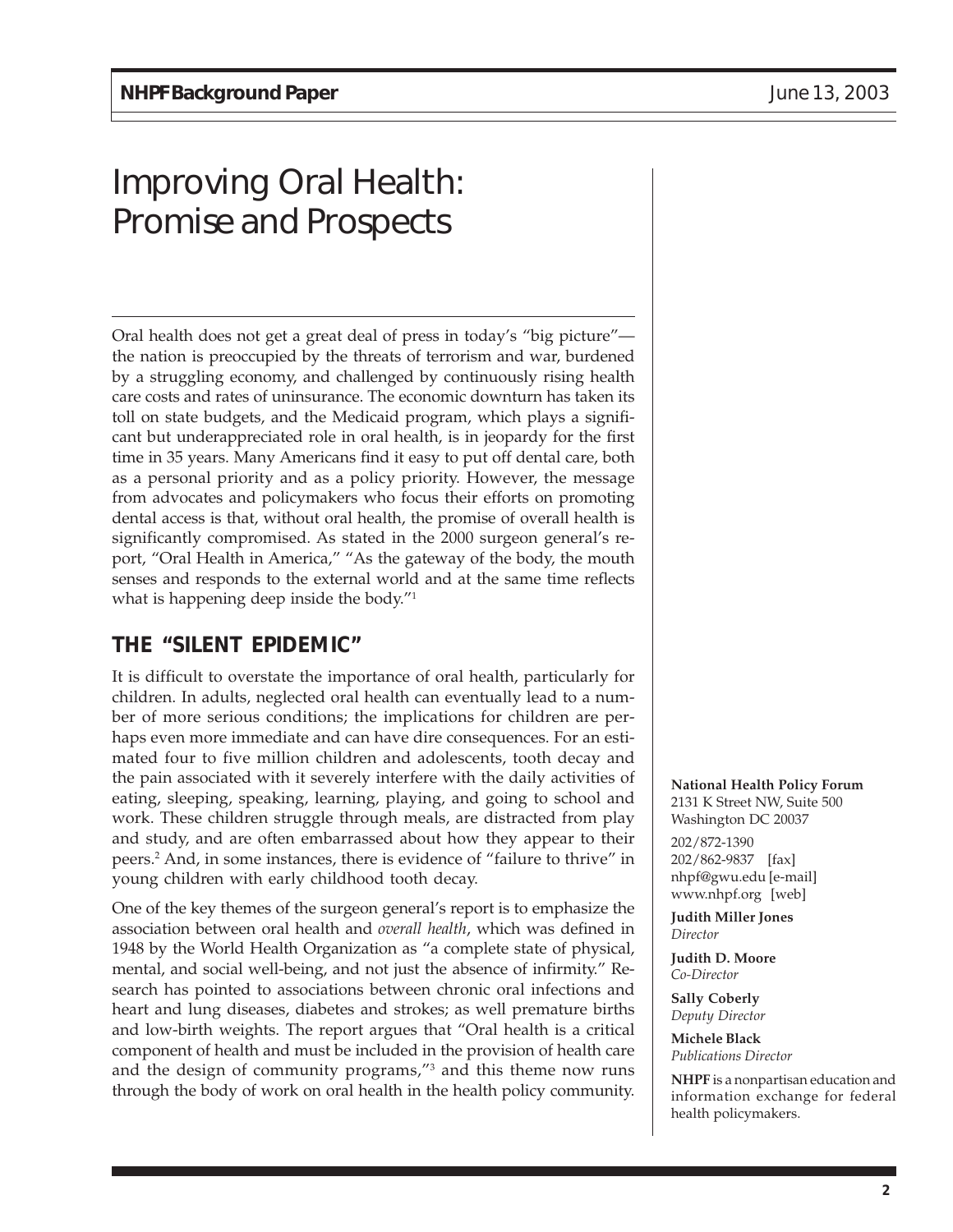# Improving Oral Health: Promise and Prospects

Oral health does not get a great deal of press in today's "big picture"—the nation is preoccupied by the threats of terrorism and war, burdened by a struggling economy, and challenged by continuously rising health care costs and rates of uninsurance. The economic downturn has taken its toll on state budgets, and the Medicaid program, which plays a significant but underappreciated role in oral health, is in jeopardy for the first time in 35 years. Many Americans find it easy to put off dental care, both as a personal priority and as a policy priority. However, the message from advocates and policymakers who focus their efforts on promoting dental access is that, without oral health, the promise of overall health is significantly compromised. As stated in the 2000 surgeon general's report, "Oral Health in America," "As the gateway of the body, the mouth senses and responds to the external world and at the same time reflects what is happening deep inside the body."[1]

## THE "SILENT EPIDEMIC"

It is difficult to overstate the importance of oral health, particularly for children. In adults, neglected oral health can eventually lead to a number of more serious conditions; the implications for children are perhaps even more immediate and can have dire consequences. For an estimated four to five million children and adolescents, tooth decay and the pain associated with it severely interfere with the daily activities of eating, sleeping, speaking, learning, playing, and going to school and work. These children struggle through meals, are distracted from play and study, and are often embarrassed about how they appear to their peers.[2] And, in some instances, there is evidence of "failure to thrive" in young children with early childhood tooth decay.

One of the key themes of the surgeon general's report is to emphasize the association between oral health and *overall health*, which was defined in 1948 by the World Health Organization as "a complete state of physical, mental, and social well-being, and not just the absence of infirmity." Research has pointed to associations between chronic oral infections and heart and lung diseases, diabetes and strokes; as well premature births and low-birth weights. The report argues that "Oral health is a critical component of health and must be included in the provision of health care and the design of community programs,"[3] and this theme now runs through the body of work on oral health in the health policy community.

**National Health Policy Forum**
2131 K Street NW, Suite 500
Washington DC 20037

202/872-1390
202/862-9837 [fax]
nhpf@gwu.edu [e-mail]
www.nhpf.org [web]

**Judith Miller Jones**
*Director*

**Judith D. Moore**
*Co-Director*

**Sally Coberly**
*Deputy Director*

**Michele Black**
*Publications Director*

**NHPF** is a nonpartisan education and information exchange for federal health policymakers.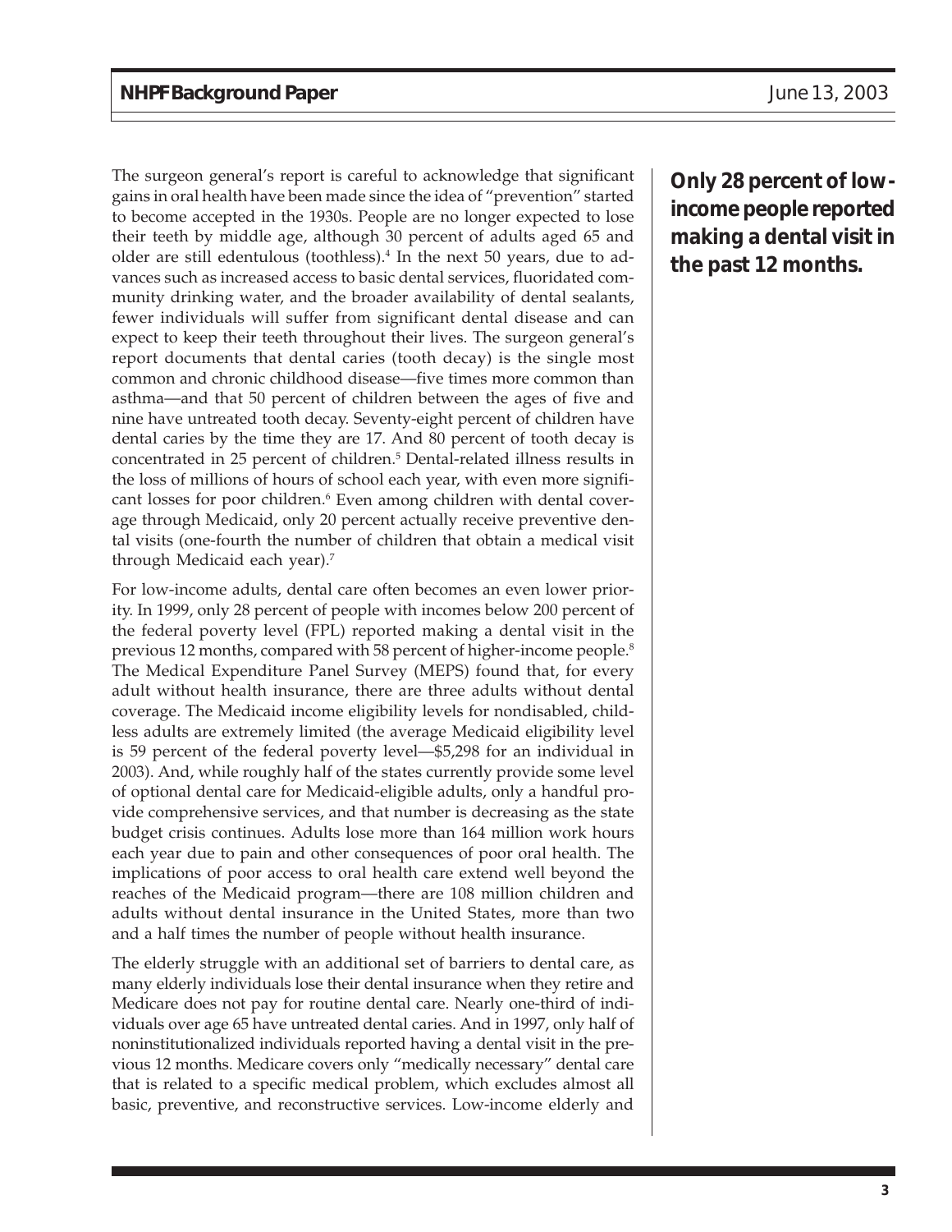The surgeon general's report is careful to acknowledge that significant gains in oral health have been made since the idea of "prevention" started to become accepted in the 1930s. People are no longer expected to lose their teeth by middle age, although 30 percent of adults aged 65 and older are still edentulous (toothless).[4] In the next 50 years, due to advances such as increased access to basic dental services, fluoridated community drinking water, and the broader availability of dental sealants, fewer individuals will suffer from significant dental disease and can expect to keep their teeth throughout their lives. The surgeon general's report documents that dental caries (tooth decay) is the single most common and chronic childhood disease—five times more common than asthma—and that 50 percent of children between the ages of five and nine have untreated tooth decay. Seventy-eight percent of children have dental caries by the time they are 17. And 80 percent of tooth decay is concentrated in 25 percent of children.[5] Dental-related illness results in the loss of millions of hours of school each year, with even more significant losses for poor children.[6] Even among children with dental coverage through Medicaid, only 20 percent actually receive preventive dental visits (one-fourth the number of children that obtain a medical visit through Medicaid each year).[7]

**Only 28 percent of low-income people reported making a dental visit in the past 12 months.**

For low-income adults, dental care often becomes an even lower priority. In 1999, only 28 percent of people with incomes below 200 percent of the federal poverty level (FPL) reported making a dental visit in the previous 12 months, compared with 58 percent of higher-income people.[8] The Medical Expenditure Panel Survey (MEPS) found that, for every adult without health insurance, there are three adults without dental coverage. The Medicaid income eligibility levels for nondisabled, childless adults are extremely limited (the average Medicaid eligibility level is 59 percent of the federal poverty level—$5,298 for an individual in 2003). And, while roughly half of the states currently provide some level of optional dental care for Medicaid-eligible adults, only a handful provide comprehensive services, and that number is decreasing as the state budget crisis continues. Adults lose more than 164 million work hours each year due to pain and other consequences of poor oral health. The implications of poor access to oral health care extend well beyond the reaches of the Medicaid program—there are 108 million children and adults without dental insurance in the United States, more than two and a half times the number of people without health insurance.

The elderly struggle with an additional set of barriers to dental care, as many elderly individuals lose their dental insurance when they retire and Medicare does not pay for routine dental care. Nearly one-third of individuals over age 65 have untreated dental caries. And in 1997, only half of noninstitutionalized individuals reported having a dental visit in the previous 12 months. Medicare covers only "medically necessary" dental care that is related to a specific medical problem, which excludes almost all basic, preventive, and reconstructive services. Low-income elderly and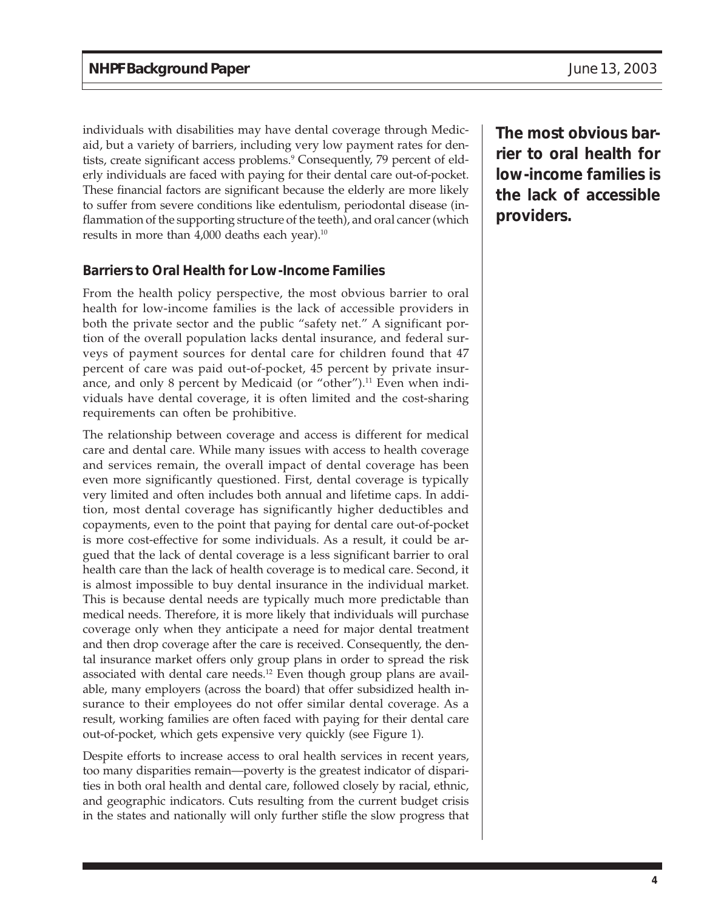individuals with disabilities may have dental coverage through Medicaid, but a variety of barriers, including very low payment rates for dentists, create significant access problems.[9] Consequently, 79 percent of elderly individuals are faced with paying for their dental care out-of-pocket. These financial factors are significant because the elderly are more likely to suffer from severe conditions like edentulism, periodontal disease (inflammation of the supporting structure of the teeth), and oral cancer (which results in more than 4,000 deaths each year).[10]

**The most obvious barrier to oral health for low-income families is the lack of accessible providers.**

### Barriers to Oral Health for Low-Income Families

From the health policy perspective, the most obvious barrier to oral health for low-income families is the lack of accessible providers in both the private sector and the public "safety net." A significant portion of the overall population lacks dental insurance, and federal surveys of payment sources for dental care for children found that 47 percent of care was paid out-of-pocket, 45 percent by private insurance, and only 8 percent by Medicaid (or "other").[11] Even when individuals have dental coverage, it is often limited and the cost-sharing requirements can often be prohibitive.

The relationship between coverage and access is different for medical care and dental care. While many issues with access to health coverage and services remain, the overall impact of dental coverage has been even more significantly questioned. First, dental coverage is typically very limited and often includes both annual and lifetime caps. In addition, most dental coverage has significantly higher deductibles and copayments, even to the point that paying for dental care out-of-pocket is more cost-effective for some individuals. As a result, it could be argued that the lack of dental coverage is a less significant barrier to oral health care than the lack of health coverage is to medical care. Second, it is almost impossible to buy dental insurance in the individual market. This is because dental needs are typically much more predictable than medical needs. Therefore, it is more likely that individuals will purchase coverage only when they anticipate a need for major dental treatment and then drop coverage after the care is received. Consequently, the dental insurance market offers only group plans in order to spread the risk associated with dental care needs.[12] Even though group plans are available, many employers (across the board) that offer subsidized health insurance to their employees do not offer similar dental coverage. As a result, working families are often faced with paying for their dental care out-of-pocket, which gets expensive very quickly (see Figure 1).

Despite efforts to increase access to oral health services in recent years, too many disparities remain—poverty is the greatest indicator of disparities in both oral health and dental care, followed closely by racial, ethnic, and geographic indicators. Cuts resulting from the current budget crisis in the states and nationally will only further stifle the slow progress that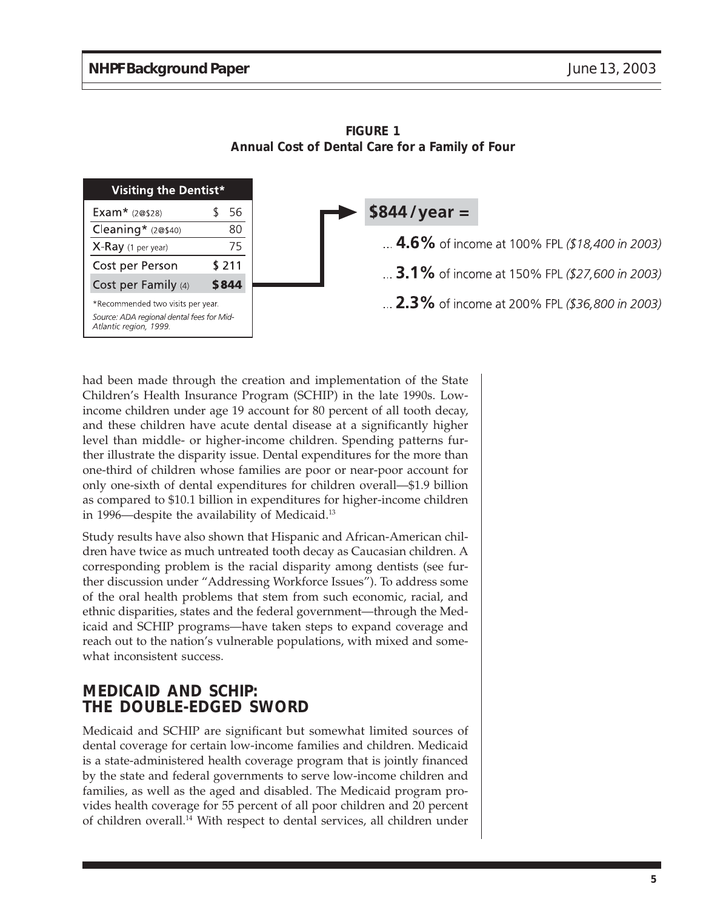**FIGURE 1**
**Annual Cost of Dental Care for a Family of Four**

| Visiting the Dentist* | |
|---|---|
| Exam* (2@$28) | $ 56 |
| Cleaning* (2@$40) | 80 |
| X-Ray (1 per year) | 75 |
| Cost per Person | $ 211 |
| **Cost per Family (4)** | **$844** |

*Recommended two visits per year.

*Source: ADA regional dental fees for Mid-Atlantic region, 1999.*

**$844 / year =**

... **4.6%** of income at 100% FPL *($18,400 in 2003)*

... **3.1%** of income at 150% FPL *($27,600 in 2003)*

... **2.3%** of income at 200% FPL *($36,800 in 2003)*

had been made through the creation and implementation of the State Children's Health Insurance Program (SCHIP) in the late 1990s. Low-income children under age 19 account for 80 percent of all tooth decay, and these children have acute dental disease at a significantly higher level than middle- or higher-income children. Spending patterns further illustrate the disparity issue. Dental expenditures for the more than one-third of children whose families are poor or near-poor account for only one-sixth of dental expenditures for children overall—$1.9 billion as compared to $10.1 billion in expenditures for higher-income children in 1996—despite the availability of Medicaid.[13]

Study results have also shown that Hispanic and African-American children have twice as much untreated tooth decay as Caucasian children. A corresponding problem is the racial disparity among dentists (see further discussion under "Addressing Workforce Issues"). To address some of the oral health problems that stem from such economic, racial, and ethnic disparities, states and the federal government—through the Medicaid and SCHIP programs—have taken steps to expand coverage and reach out to the nation's vulnerable populations, with mixed and somewhat inconsistent success.

## MEDICAID AND SCHIP: THE DOUBLE-EDGED SWORD

Medicaid and SCHIP are significant but somewhat limited sources of dental coverage for certain low-income families and children. Medicaid is a state-administered health coverage program that is jointly financed by the state and federal governments to serve low-income children and families, as well as the aged and disabled. The Medicaid program provides health coverage for 55 percent of all poor children and 20 percent of children overall.[14] With respect to dental services, all children under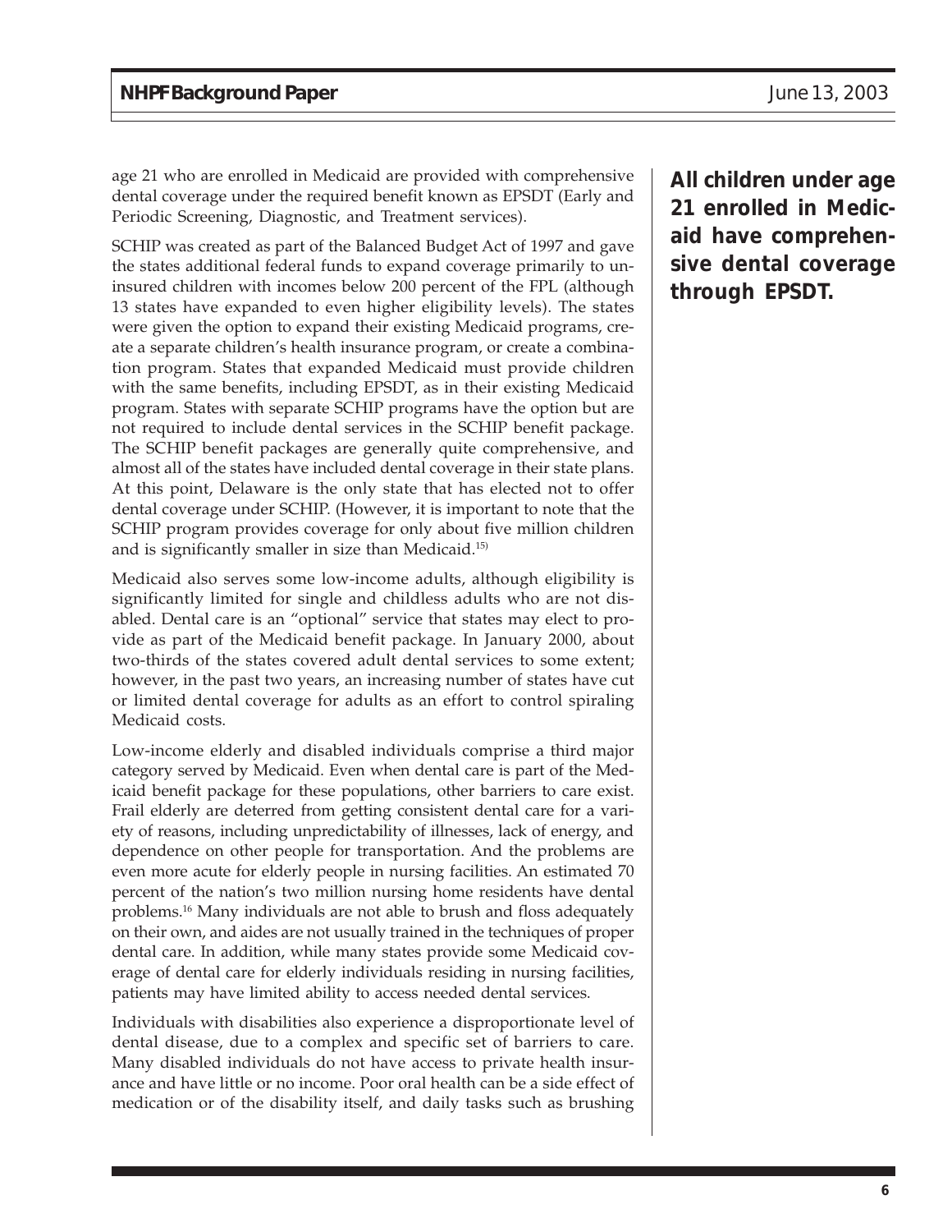age 21 who are enrolled in Medicaid are provided with comprehensive dental coverage under the required benefit known as EPSDT (Early and Periodic Screening, Diagnostic, and Treatment services).

**All children under age 21 enrolled in Medicaid have comprehensive dental coverage through EPSDT.**

SCHIP was created as part of the Balanced Budget Act of 1997 and gave the states additional federal funds to expand coverage primarily to uninsured children with incomes below 200 percent of the FPL (although 13 states have expanded to even higher eligibility levels). The states were given the option to expand their existing Medicaid programs, create a separate children's health insurance program, or create a combination program. States that expanded Medicaid must provide children with the same benefits, including EPSDT, as in their existing Medicaid program. States with separate SCHIP programs have the option but are not required to include dental services in the SCHIP benefit package. The SCHIP benefit packages are generally quite comprehensive, and almost all of the states have included dental coverage in their state plans. At this point, Delaware is the only state that has elected not to offer dental coverage under SCHIP. (However, it is important to note that the SCHIP program provides coverage for only about five million children and is significantly smaller in size than Medicaid.[15])

Medicaid also serves some low-income adults, although eligibility is significantly limited for single and childless adults who are not disabled. Dental care is an "optional" service that states may elect to provide as part of the Medicaid benefit package. In January 2000, about two-thirds of the states covered adult dental services to some extent; however, in the past two years, an increasing number of states have cut or limited dental coverage for adults as an effort to control spiraling Medicaid costs.

Low-income elderly and disabled individuals comprise a third major category served by Medicaid. Even when dental care is part of the Medicaid benefit package for these populations, other barriers to care exist. Frail elderly are deterred from getting consistent dental care for a variety of reasons, including unpredictability of illnesses, lack of energy, and dependence on other people for transportation. And the problems are even more acute for elderly people in nursing facilities. An estimated 70 percent of the nation's two million nursing home residents have dental problems.[16] Many individuals are not able to brush and floss adequately on their own, and aides are not usually trained in the techniques of proper dental care. In addition, while many states provide some Medicaid coverage of dental care for elderly individuals residing in nursing facilities, patients may have limited ability to access needed dental services.

Individuals with disabilities also experience a disproportionate level of dental disease, due to a complex and specific set of barriers to care. Many disabled individuals do not have access to private health insurance and have little or no income. Poor oral health can be a side effect of medication or of the disability itself, and daily tasks such as brushing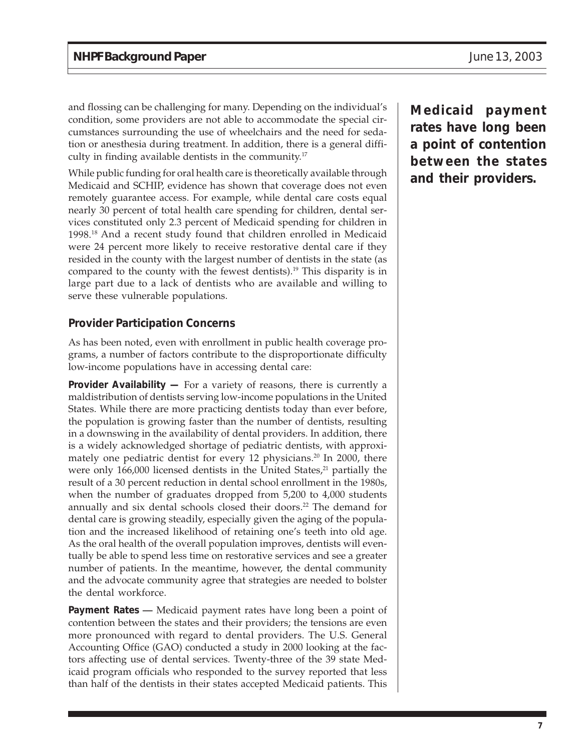and flossing can be challenging for many. Depending on the individual's condition, some providers are not able to accommodate the special circumstances surrounding the use of wheelchairs and the need for sedation or anesthesia during treatment. In addition, there is a general difficulty in finding available dentists in the community.[17]

While public funding for oral health care is theoretically available through Medicaid and SCHIP, evidence has shown that coverage does not even remotely guarantee access. For example, while dental care costs equal nearly 30 percent of total health care spending for children, dental services constituted only 2.3 percent of Medicaid spending for children in 1998.[18] And a recent study found that children enrolled in Medicaid were 24 percent more likely to receive restorative dental care if they resided in the county with the largest number of dentists in the state (as compared to the county with the fewest dentists).[19] This disparity is in large part due to a lack of dentists who are available and willing to serve these vulnerable populations.

**Medicaid payment rates have long been a point of contention between the states and their providers.**

### Provider Participation Concerns

As has been noted, even with enrollment in public health coverage programs, a number of factors contribute to the disproportionate difficulty low-income populations have in accessing dental care:

**Provider Availability —** For a variety of reasons, there is currently a maldistribution of dentists serving low-income populations in the United States. While there are more practicing dentists today than ever before, the population is growing faster than the number of dentists, resulting in a downswing in the availability of dental providers. In addition, there is a widely acknowledged shortage of pediatric dentists, with approximately one pediatric dentist for every 12 physicians.[20] In 2000, there were only 166,000 licensed dentists in the United States,[21] partially the result of a 30 percent reduction in dental school enrollment in the 1980s, when the number of graduates dropped from 5,200 to 4,000 students annually and six dental schools closed their doors.[22] The demand for dental care is growing steadily, especially given the aging of the population and the increased likelihood of retaining one's teeth into old age. As the oral health of the overall population improves, dentists will eventually be able to spend less time on restorative services and see a greater number of patients. In the meantime, however, the dental community and the advocate community agree that strategies are needed to bolster the dental workforce.

**Payment Rates —** Medicaid payment rates have long been a point of contention between the states and their providers; the tensions are even more pronounced with regard to dental providers. The U.S. General Accounting Office (GAO) conducted a study in 2000 looking at the factors affecting use of dental services. Twenty-three of the 39 state Medicaid program officials who responded to the survey reported that less than half of the dentists in their states accepted Medicaid patients. This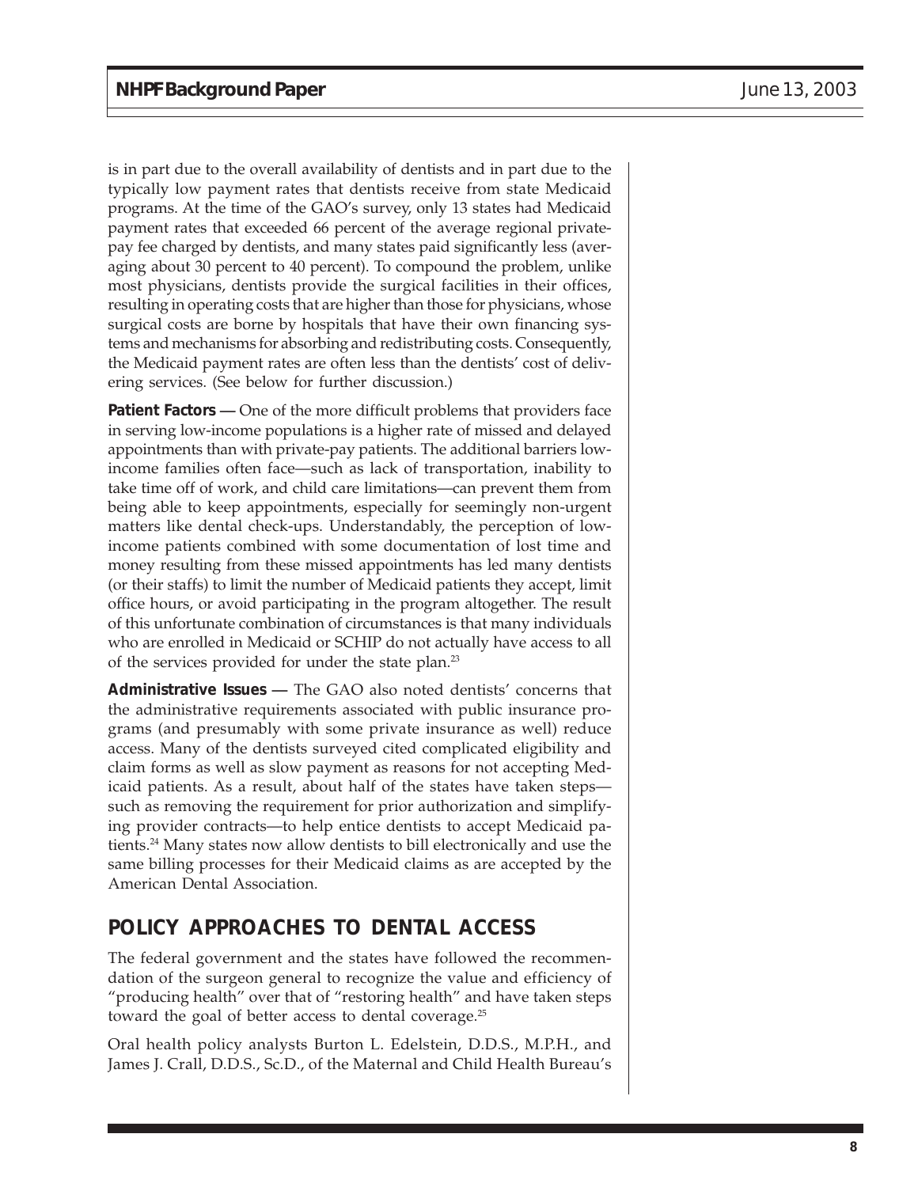is in part due to the overall availability of dentists and in part due to the typically low payment rates that dentists receive from state Medicaid programs. At the time of the GAO's survey, only 13 states had Medicaid payment rates that exceeded 66 percent of the average regional private-pay fee charged by dentists, and many states paid significantly less (averaging about 30 percent to 40 percent). To compound the problem, unlike most physicians, dentists provide the surgical facilities in their offices, resulting in operating costs that are higher than those for physicians, whose surgical costs are borne by hospitals that have their own financing systems and mechanisms for absorbing and redistributing costs. Consequently, the Medicaid payment rates are often less than the dentists' cost of delivering services. (See below for further discussion.)

**Patient Factors —** One of the more difficult problems that providers face in serving low-income populations is a higher rate of missed and delayed appointments than with private-pay patients. The additional barriers low-income families often face—such as lack of transportation, inability to take time off of work, and child care limitations—can prevent them from being able to keep appointments, especially for seemingly non-urgent matters like dental check-ups. Understandably, the perception of low-income patients combined with some documentation of lost time and money resulting from these missed appointments has led many dentists (or their staffs) to limit the number of Medicaid patients they accept, limit office hours, or avoid participating in the program altogether. The result of this unfortunate combination of circumstances is that many individuals who are enrolled in Medicaid or SCHIP do not actually have access to all of the services provided for under the state plan.[23]

**Administrative Issues —** The GAO also noted dentists' concerns that the administrative requirements associated with public insurance programs (and presumably with some private insurance as well) reduce access. Many of the dentists surveyed cited complicated eligibility and claim forms as well as slow payment as reasons for not accepting Medicaid patients. As a result, about half of the states have taken steps—such as removing the requirement for prior authorization and simplifying provider contracts—to help entice dentists to accept Medicaid patients.[24] Many states now allow dentists to bill electronically and use the same billing processes for their Medicaid claims as are accepted by the American Dental Association.

## POLICY APPROACHES TO DENTAL ACCESS

The federal government and the states have followed the recommendation of the surgeon general to recognize the value and efficiency of "producing health" over that of "restoring health" and have taken steps toward the goal of better access to dental coverage.[25]

Oral health policy analysts Burton L. Edelstein, D.D.S., M.P.H., and James J. Crall, D.D.S., Sc.D., of the Maternal and Child Health Bureau's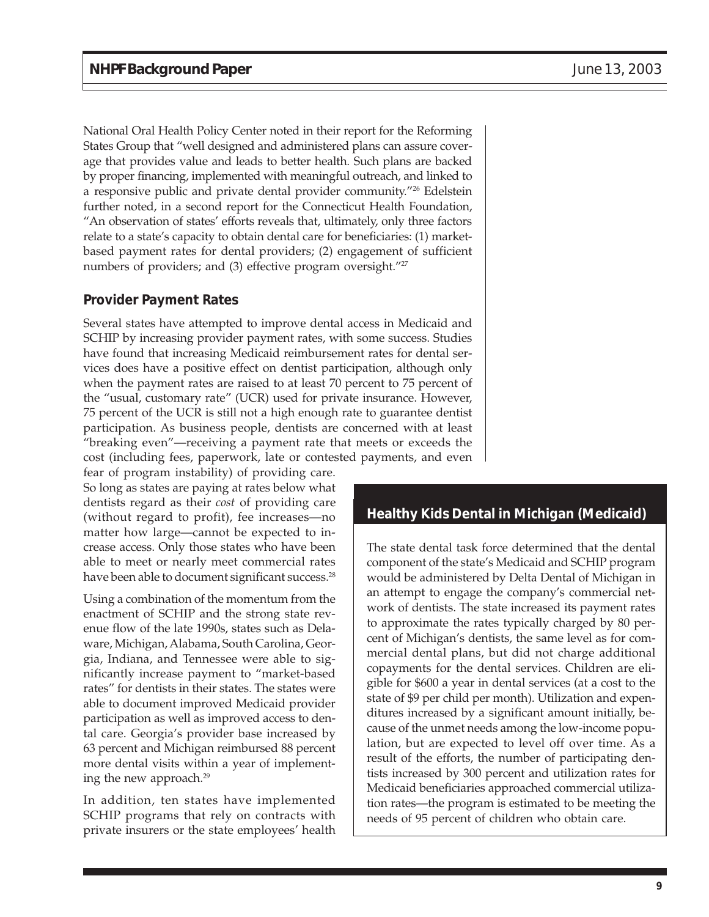National Oral Health Policy Center noted in their report for the Reforming States Group that "well designed and administered plans can assure coverage that provides value and leads to better health. Such plans are backed by proper financing, implemented with meaningful outreach, and linked to a responsive public and private dental provider community."[26] Edelstein further noted, in a second report for the Connecticut Health Foundation, "An observation of states' efforts reveals that, ultimately, only three factors relate to a state's capacity to obtain dental care for beneficiaries: (1) market-based payment rates for dental providers; (2) engagement of sufficient numbers of providers; and (3) effective program oversight."[27]

### Provider Payment Rates

Several states have attempted to improve dental access in Medicaid and SCHIP by increasing provider payment rates, with some success. Studies have found that increasing Medicaid reimbursement rates for dental services does have a positive effect on dentist participation, although only when the payment rates are raised to at least 70 percent to 75 percent of the "usual, customary rate" (UCR) used for private insurance. However, 75 percent of the UCR is still not a high enough rate to guarantee dentist participation. As business people, dentists are concerned with at least "breaking even"—receiving a payment rate that meets or exceeds the cost (including fees, paperwork, late or contested payments, and even fear of program instability) of providing care. So long as states are paying at rates below what dentists regard as their *cost* of providing care (without regard to profit), fee increases—no matter how large—cannot be expected to increase access. Only those states who have been able to meet or nearly meet commercial rates have been able to document significant success.[28]

Using a combination of the momentum from the enactment of SCHIP and the strong state revenue flow of the late 1990s, states such as Delaware, Michigan, Alabama, South Carolina, Georgia, Indiana, and Tennessee were able to significantly increase payment to "market-based rates" for dentists in their states. The states were able to document improved Medicaid provider participation as well as improved access to dental care. Georgia's provider base increased by 63 percent and Michigan reimbursed 88 percent more dental visits within a year of implementing the new approach.[29]

In addition, ten states have implemented SCHIP programs that rely on contracts with private insurers or the state employees' health

#### Healthy Kids Dental in Michigan (Medicaid)

The state dental task force determined that the dental component of the state's Medicaid and SCHIP program would be administered by Delta Dental of Michigan in an attempt to engage the company's commercial network of dentists. The state increased its payment rates to approximate the rates typically charged by 80 percent of Michigan's dentists, the same level as for commercial dental plans, but did not charge additional copayments for the dental services. Children are eligible for $600 a year in dental services (at a cost to the state of $9 per child per month). Utilization and expenditures increased by a significant amount initially, because of the unmet needs among the low-income population, but are expected to level off over time. As a result of the efforts, the number of participating dentists increased by 300 percent and utilization rates for Medicaid beneficiaries approached commercial utilization rates—the program is estimated to be meeting the needs of 95 percent of children who obtain care.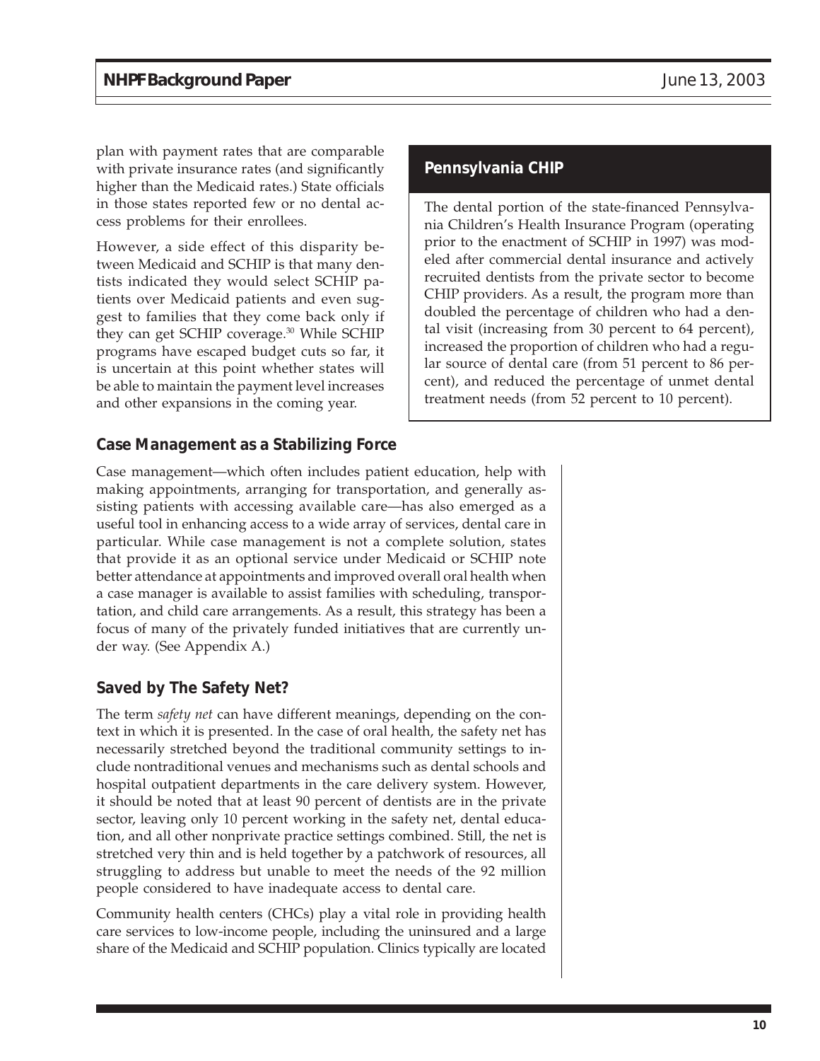plan with payment rates that are comparable with private insurance rates (and significantly higher than the Medicaid rates.) State officials in those states reported few or no dental access problems for their enrollees.

However, a side effect of this disparity between Medicaid and SCHIP is that many dentists indicated they would select SCHIP patients over Medicaid patients and even suggest to families that they come back only if they can get SCHIP coverage.[30] While SCHIP programs have escaped budget cuts so far, it is uncertain at this point whether states will be able to maintain the payment level increases and other expansions in the coming year.

> **Pennsylvania CHIP**
>
> The dental portion of the state-financed Pennsylvania Children's Health Insurance Program (operating prior to the enactment of SCHIP in 1997) was modeled after commercial dental insurance and actively recruited dentists from the private sector to become CHIP providers. As a result, the program more than doubled the percentage of children who had a dental visit (increasing from 30 percent to 64 percent), increased the proportion of children who had a regular source of dental care (from 51 percent to 86 percent), and reduced the percentage of unmet dental treatment needs (from 52 percent to 10 percent).

### Case Management as a Stabilizing Force

Case management—which often includes patient education, help with making appointments, arranging for transportation, and generally assisting patients with accessing available care—has also emerged as a useful tool in enhancing access to a wide array of services, dental care in particular. While case management is not a complete solution, states that provide it as an optional service under Medicaid or SCHIP note better attendance at appointments and improved overall oral health when a case manager is available to assist families with scheduling, transportation, and child care arrangements. As a result, this strategy has been a focus of many of the privately funded initiatives that are currently under way. (See Appendix A.)

### Saved by The Safety Net?

The term *safety net* can have different meanings, depending on the context in which it is presented. In the case of oral health, the safety net has necessarily stretched beyond the traditional community settings to include nontraditional venues and mechanisms such as dental schools and hospital outpatient departments in the care delivery system. However, it should be noted that at least 90 percent of dentists are in the private sector, leaving only 10 percent working in the safety net, dental education, and all other nonprivate practice settings combined. Still, the net is stretched very thin and is held together by a patchwork of resources, all struggling to address but unable to meet the needs of the 92 million people considered to have inadequate access to dental care.

Community health centers (CHCs) play a vital role in providing health care services to low-income people, including the uninsured and a large share of the Medicaid and SCHIP population. Clinics typically are located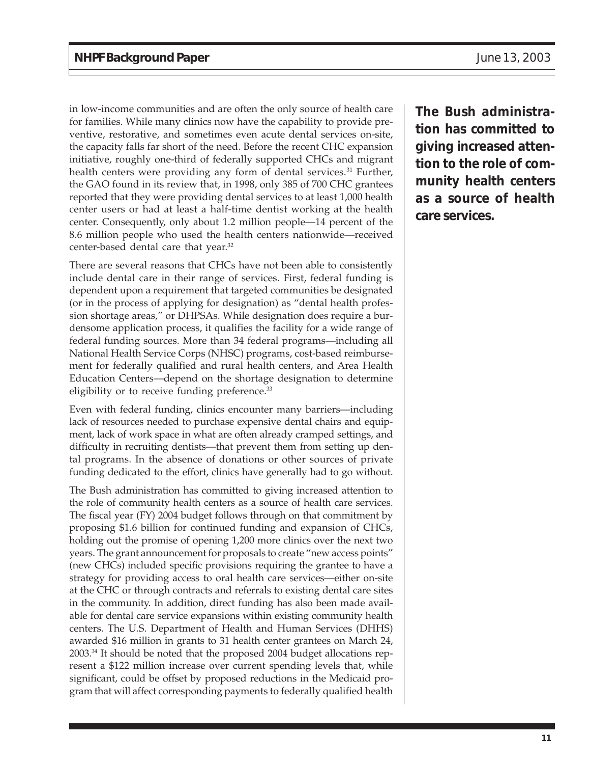in low-income communities and are often the only source of health care for families. While many clinics now have the capability to provide preventive, restorative, and sometimes even acute dental services on-site, the capacity falls far short of the need. Before the recent CHC expansion initiative, roughly one-third of federally supported CHCs and migrant health centers were providing any form of dental services.[31] Further, the GAO found in its review that, in 1998, only 385 of 700 CHC grantees reported that they were providing dental services to at least 1,000 health center users or had at least a half-time dentist working at the health center. Consequently, only about 1.2 million people—14 percent of the 8.6 million people who used the health centers nationwide—received center-based dental care that year.[32]

**The Bush administration has committed to giving increased attention to the role of community health centers as a source of health care services.**

There are several reasons that CHCs have not been able to consistently include dental care in their range of services. First, federal funding is dependent upon a requirement that targeted communities be designated (or in the process of applying for designation) as "dental health profession shortage areas," or DHPSAs. While designation does require a burdensome application process, it qualifies the facility for a wide range of federal funding sources. More than 34 federal programs—including all National Health Service Corps (NHSC) programs, cost-based reimbursement for federally qualified and rural health centers, and Area Health Education Centers—depend on the shortage designation to determine eligibility or to receive funding preference.[33]

Even with federal funding, clinics encounter many barriers—including lack of resources needed to purchase expensive dental chairs and equipment, lack of work space in what are often already cramped settings, and difficulty in recruiting dentists—that prevent them from setting up dental programs. In the absence of donations or other sources of private funding dedicated to the effort, clinics have generally had to go without.

The Bush administration has committed to giving increased attention to the role of community health centers as a source of health care services. The fiscal year (FY) 2004 budget follows through on that commitment by proposing $1.6 billion for continued funding and expansion of CHCs, holding out the promise of opening 1,200 more clinics over the next two years. The grant announcement for proposals to create "new access points" (new CHCs) included specific provisions requiring the grantee to have a strategy for providing access to oral health care services—either on-site at the CHC or through contracts and referrals to existing dental care sites in the community. In addition, direct funding has also been made available for dental care service expansions within existing community health centers. The U.S. Department of Health and Human Services (DHHS) awarded $16 million in grants to 31 health center grantees on March 24, 2003.[34] It should be noted that the proposed 2004 budget allocations represent a $122 million increase over current spending levels that, while significant, could be offset by proposed reductions in the Medicaid program that will affect corresponding payments to federally qualified health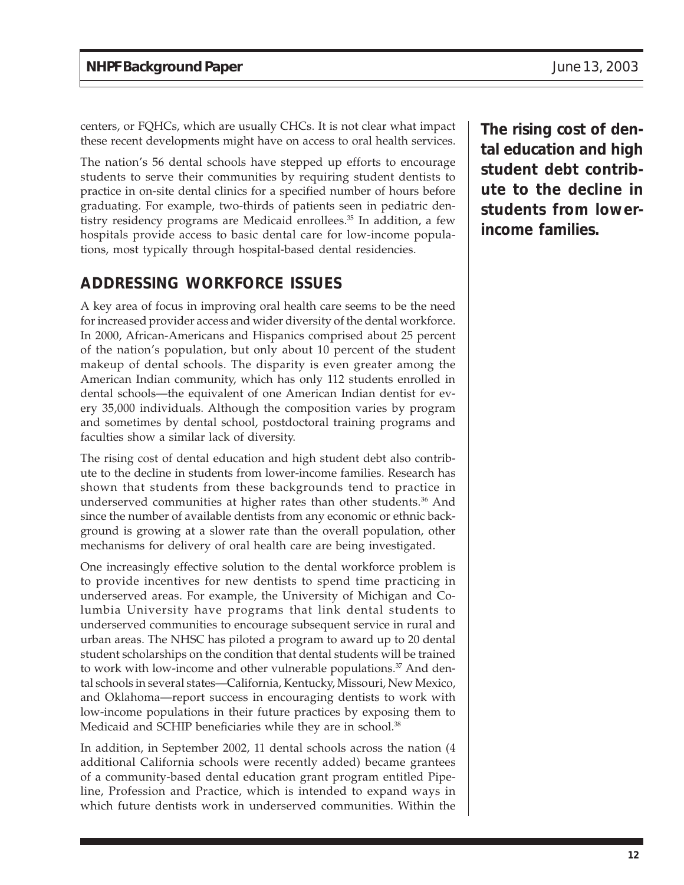centers, or FQHCs, which are usually CHCs. It is not clear what impact these recent developments might have on access to oral health services.

The nation's 56 dental schools have stepped up efforts to encourage students to serve their communities by requiring student dentists to practice in on-site dental clinics for a specified number of hours before graduating. For example, two-thirds of patients seen in pediatric dentistry residency programs are Medicaid enrollees.[35] In addition, a few hospitals provide access to basic dental care for low-income populations, most typically through hospital-based dental residencies.

**The rising cost of dental education and high student debt contribute to the decline in students from lower-income families.**

## ADDRESSING WORKFORCE ISSUES

A key area of focus in improving oral health care seems to be the need for increased provider access and wider diversity of the dental workforce. In 2000, African-Americans and Hispanics comprised about 25 percent of the nation's population, but only about 10 percent of the student makeup of dental schools. The disparity is even greater among the American Indian community, which has only 112 students enrolled in dental schools—the equivalent of one American Indian dentist for every 35,000 individuals. Although the composition varies by program and sometimes by dental school, postdoctoral training programs and faculties show a similar lack of diversity.

The rising cost of dental education and high student debt also contribute to the decline in students from lower-income families. Research has shown that students from these backgrounds tend to practice in underserved communities at higher rates than other students.[36] And since the number of available dentists from any economic or ethnic background is growing at a slower rate than the overall population, other mechanisms for delivery of oral health care are being investigated.

One increasingly effective solution to the dental workforce problem is to provide incentives for new dentists to spend time practicing in underserved areas. For example, the University of Michigan and Columbia University have programs that link dental students to underserved communities to encourage subsequent service in rural and urban areas. The NHSC has piloted a program to award up to 20 dental student scholarships on the condition that dental students will be trained to work with low-income and other vulnerable populations.[37] And dental schools in several states—California, Kentucky, Missouri, New Mexico, and Oklahoma—report success in encouraging dentists to work with low-income populations in their future practices by exposing them to Medicaid and SCHIP beneficiaries while they are in school.[38]

In addition, in September 2002, 11 dental schools across the nation (4 additional California schools were recently added) became grantees of a community-based dental education grant program entitled Pipeline, Profession and Practice, which is intended to expand ways in which future dentists work in underserved communities. Within the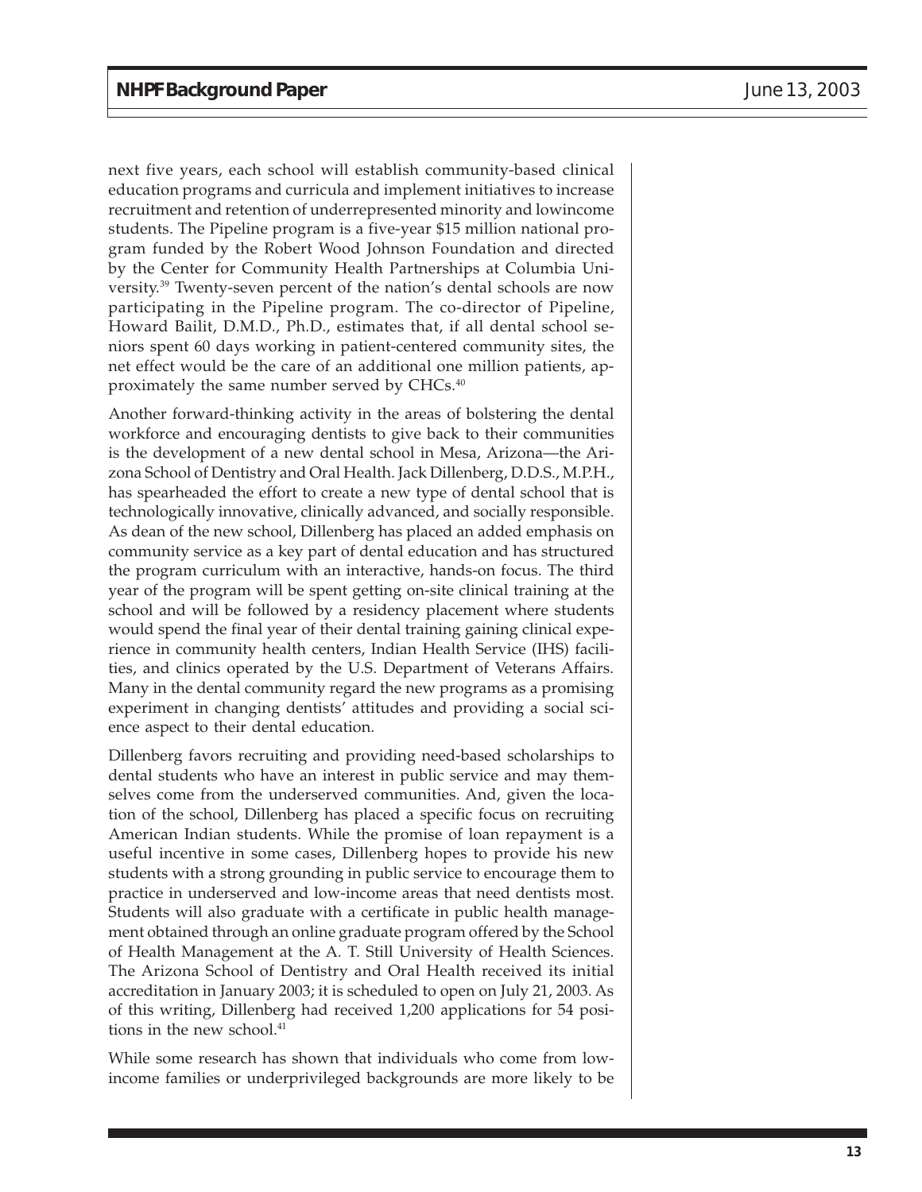next five years, each school will establish community-based clinical education programs and curricula and implement initiatives to increase recruitment and retention of underrepresented minority and lowincome students. The Pipeline program is a five-year $15 million national program funded by the Robert Wood Johnson Foundation and directed by the Center for Community Health Partnerships at Columbia University.[39] Twenty-seven percent of the nation's dental schools are now participating in the Pipeline program. The co-director of Pipeline, Howard Bailit, D.M.D., Ph.D., estimates that, if all dental school seniors spent 60 days working in patient-centered community sites, the net effect would be the care of an additional one million patients, approximately the same number served by CHCs.[40]

Another forward-thinking activity in the areas of bolstering the dental workforce and encouraging dentists to give back to their communities is the development of a new dental school in Mesa, Arizona—the Arizona School of Dentistry and Oral Health. Jack Dillenberg, D.D.S., M.P.H., has spearheaded the effort to create a new type of dental school that is technologically innovative, clinically advanced, and socially responsible. As dean of the new school, Dillenberg has placed an added emphasis on community service as a key part of dental education and has structured the program curriculum with an interactive, hands-on focus. The third year of the program will be spent getting on-site clinical training at the school and will be followed by a residency placement where students would spend the final year of their dental training gaining clinical experience in community health centers, Indian Health Service (IHS) facilities, and clinics operated by the U.S. Department of Veterans Affairs. Many in the dental community regard the new programs as a promising experiment in changing dentists' attitudes and providing a social science aspect to their dental education.

Dillenberg favors recruiting and providing need-based scholarships to dental students who have an interest in public service and may themselves come from the underserved communities. And, given the location of the school, Dillenberg has placed a specific focus on recruiting American Indian students. While the promise of loan repayment is a useful incentive in some cases, Dillenberg hopes to provide his new students with a strong grounding in public service to encourage them to practice in underserved and low-income areas that need dentists most. Students will also graduate with a certificate in public health management obtained through an online graduate program offered by the School of Health Management at the A. T. Still University of Health Sciences. The Arizona School of Dentistry and Oral Health received its initial accreditation in January 2003; it is scheduled to open on July 21, 2003. As of this writing, Dillenberg had received 1,200 applications for 54 positions in the new school.[41]

While some research has shown that individuals who come from low-income families or underprivileged backgrounds are more likely to be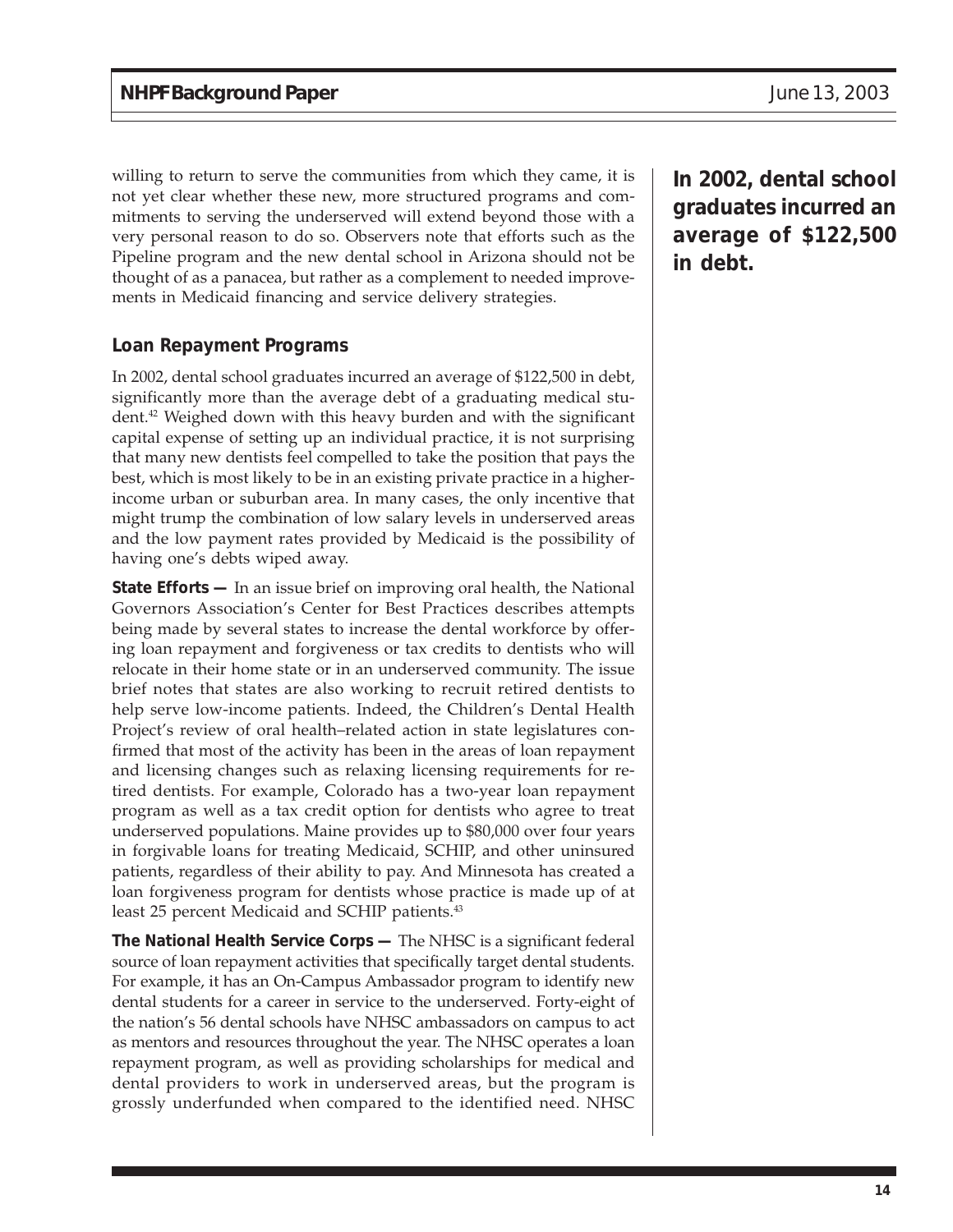willing to return to serve the communities from which they came, it is not yet clear whether these new, more structured programs and commitments to serving the underserved will extend beyond those with a very personal reason to do so. Observers note that efforts such as the Pipeline program and the new dental school in Arizona should not be thought of as a panacea, but rather as a complement to needed improvements in Medicaid financing and service delivery strategies.

**In 2002, dental school graduates incurred an average of $122,500 in debt.**

## Loan Repayment Programs

In 2002, dental school graduates incurred an average of $122,500 in debt, significantly more than the average debt of a graduating medical student.[42] Weighed down with this heavy burden and with the significant capital expense of setting up an individual practice, it is not surprising that many new dentists feel compelled to take the position that pays the best, which is most likely to be in an existing private practice in a higher-income urban or suburban area. In many cases, the only incentive that might trump the combination of low salary levels in underserved areas and the low payment rates provided by Medicaid is the possibility of having one's debts wiped away.

**State Efforts —** In an issue brief on improving oral health, the National Governors Association's Center for Best Practices describes attempts being made by several states to increase the dental workforce by offering loan repayment and forgiveness or tax credits to dentists who will relocate in their home state or in an underserved community. The issue brief notes that states are also working to recruit retired dentists to help serve low-income patients. Indeed, the Children's Dental Health Project's review of oral health–related action in state legislatures confirmed that most of the activity has been in the areas of loan repayment and licensing changes such as relaxing licensing requirements for retired dentists. For example, Colorado has a two-year loan repayment program as well as a tax credit option for dentists who agree to treat underserved populations. Maine provides up to $80,000 over four years in forgivable loans for treating Medicaid, SCHIP, and other uninsured patients, regardless of their ability to pay. And Minnesota has created a loan forgiveness program for dentists whose practice is made up of at least 25 percent Medicaid and SCHIP patients.[43]

**The National Health Service Corps —** The NHSC is a significant federal source of loan repayment activities that specifically target dental students. For example, it has an On-Campus Ambassador program to identify new dental students for a career in service to the underserved. Forty-eight of the nation's 56 dental schools have NHSC ambassadors on campus to act as mentors and resources throughout the year. The NHSC operates a loan repayment program, as well as providing scholarships for medical and dental providers to work in underserved areas, but the program is grossly underfunded when compared to the identified need. NHSC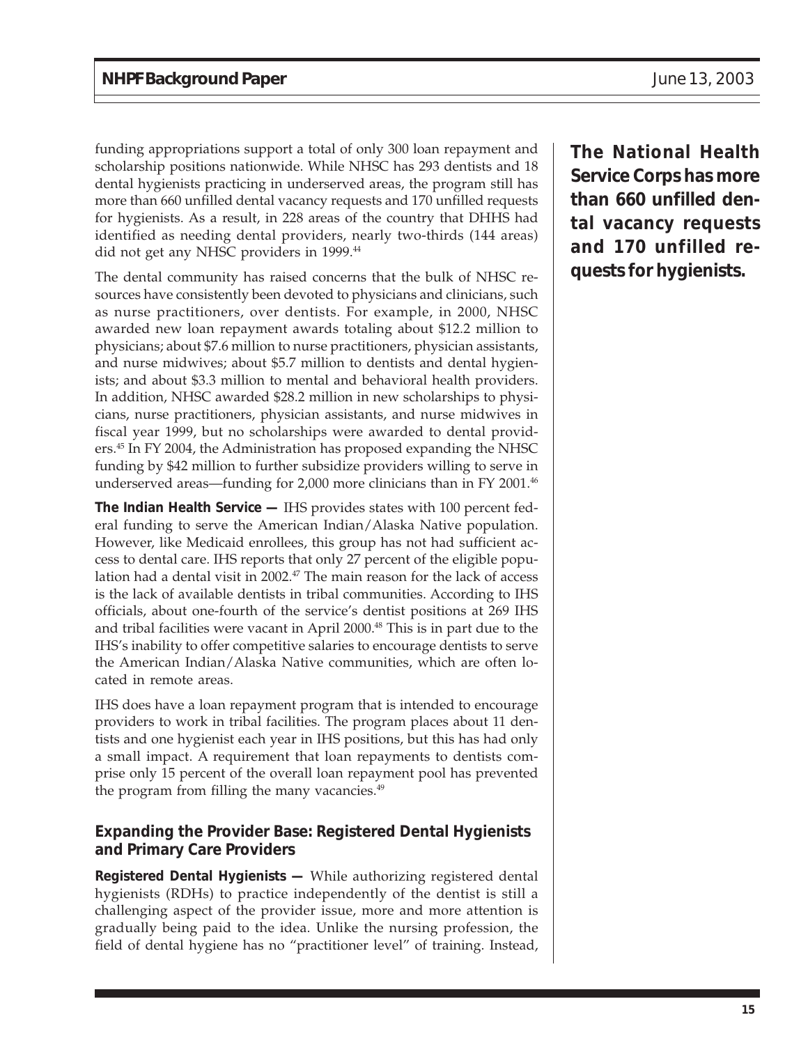funding appropriations support a total of only 300 loan repayment and scholarship positions nationwide. While NHSC has 293 dentists and 18 dental hygienists practicing in underserved areas, the program still has more than 660 unfilled dental vacancy requests and 170 unfilled requests for hygienists. As a result, in 228 areas of the country that DHHS had identified as needing dental providers, nearly two-thirds (144 areas) did not get any NHSC providers in 1999.[44]

The dental community has raised concerns that the bulk of NHSC resources have consistently been devoted to physicians and clinicians, such as nurse practitioners, over dentists. For example, in 2000, NHSC awarded new loan repayment awards totaling about $12.2 million to physicians; about $7.6 million to nurse practitioners, physician assistants, and nurse midwives; about $5.7 million to dentists and dental hygienists; and about $3.3 million to mental and behavioral health providers. In addition, NHSC awarded $28.2 million in new scholarships to physicians, nurse practitioners, physician assistants, and nurse midwives in fiscal year 1999, but no scholarships were awarded to dental providers.[45] In FY 2004, the Administration has proposed expanding the NHSC funding by $42 million to further subsidize providers willing to serve in underserved areas—funding for 2,000 more clinicians than in FY 2001.[46]

**The National Health Service Corps has more than 660 unfilled dental vacancy requests and 170 unfilled requests for hygienists.**

**The Indian Health Service —** IHS provides states with 100 percent federal funding to serve the American Indian/Alaska Native population. However, like Medicaid enrollees, this group has not had sufficient access to dental care. IHS reports that only 27 percent of the eligible population had a dental visit in 2002.[47] The main reason for the lack of access is the lack of available dentists in tribal communities. According to IHS officials, about one-fourth of the service's dentist positions at 269 IHS and tribal facilities were vacant in April 2000.[48] This is in part due to the IHS's inability to offer competitive salaries to encourage dentists to serve the American Indian/Alaska Native communities, which are often located in remote areas.

IHS does have a loan repayment program that is intended to encourage providers to work in tribal facilities. The program places about 11 dentists and one hygienist each year in IHS positions, but this has had only a small impact. A requirement that loan repayments to dentists comprise only 15 percent of the overall loan repayment pool has prevented the program from filling the many vacancies.[49]

### Expanding the Provider Base: Registered Dental Hygienists and Primary Care Providers

**Registered Dental Hygienists —** While authorizing registered dental hygienists (RDHs) to practice independently of the dentist is still a challenging aspect of the provider issue, more and more attention is gradually being paid to the idea. Unlike the nursing profession, the field of dental hygiene has no "practitioner level" of training. Instead,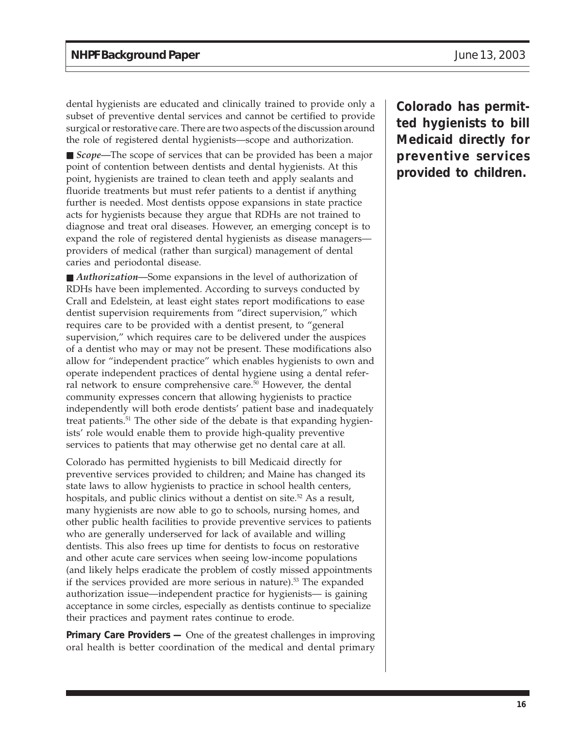dental hygienists are educated and clinically trained to provide only a subset of preventive dental services and cannot be certified to provide surgical or restorative care. There are two aspects of the discussion around the role of registered dental hygienists—scope and authorization.

**Colorado has permitted hygienists to bill Medicaid directly for preventive services provided to children.**

■ *Scope*—The scope of services that can be provided has been a major point of contention between dentists and dental hygienists. At this point, hygienists are trained to clean teeth and apply sealants and fluoride treatments but must refer patients to a dentist if anything further is needed. Most dentists oppose expansions in state practice acts for hygienists because they argue that RDHs are not trained to diagnose and treat oral diseases. However, an emerging concept is to expand the role of registered dental hygienists as disease managers—providers of medical (rather than surgical) management of dental caries and periodontal disease.

■ *Authorization*—Some expansions in the level of authorization of RDHs have been implemented. According to surveys conducted by Crall and Edelstein, at least eight states report modifications to ease dentist supervision requirements from "direct supervision," which requires care to be provided with a dentist present, to "general supervision," which requires care to be delivered under the auspices of a dentist who may or may not be present. These modifications also allow for "independent practice" which enables hygienists to own and operate independent practices of dental hygiene using a dental referral network to ensure comprehensive care.[50] However, the dental community expresses concern that allowing hygienists to practice independently will both erode dentists' patient base and inadequately treat patients.[51] The other side of the debate is that expanding hygienists' role would enable them to provide high-quality preventive services to patients that may otherwise get no dental care at all.

Colorado has permitted hygienists to bill Medicaid directly for preventive services provided to children; and Maine has changed its state laws to allow hygienists to practice in school health centers, hospitals, and public clinics without a dentist on site.[52] As a result, many hygienists are now able to go to schools, nursing homes, and other public health facilities to provide preventive services to patients who are generally underserved for lack of available and willing dentists. This also frees up time for dentists to focus on restorative and other acute care services when seeing low-income populations (and likely helps eradicate the problem of costly missed appointments if the services provided are more serious in nature).[53] The expanded authorization issue—independent practice for hygienists— is gaining acceptance in some circles, especially as dentists continue to specialize their practices and payment rates continue to erode.

**Primary Care Providers —** One of the greatest challenges in improving oral health is better coordination of the medical and dental primary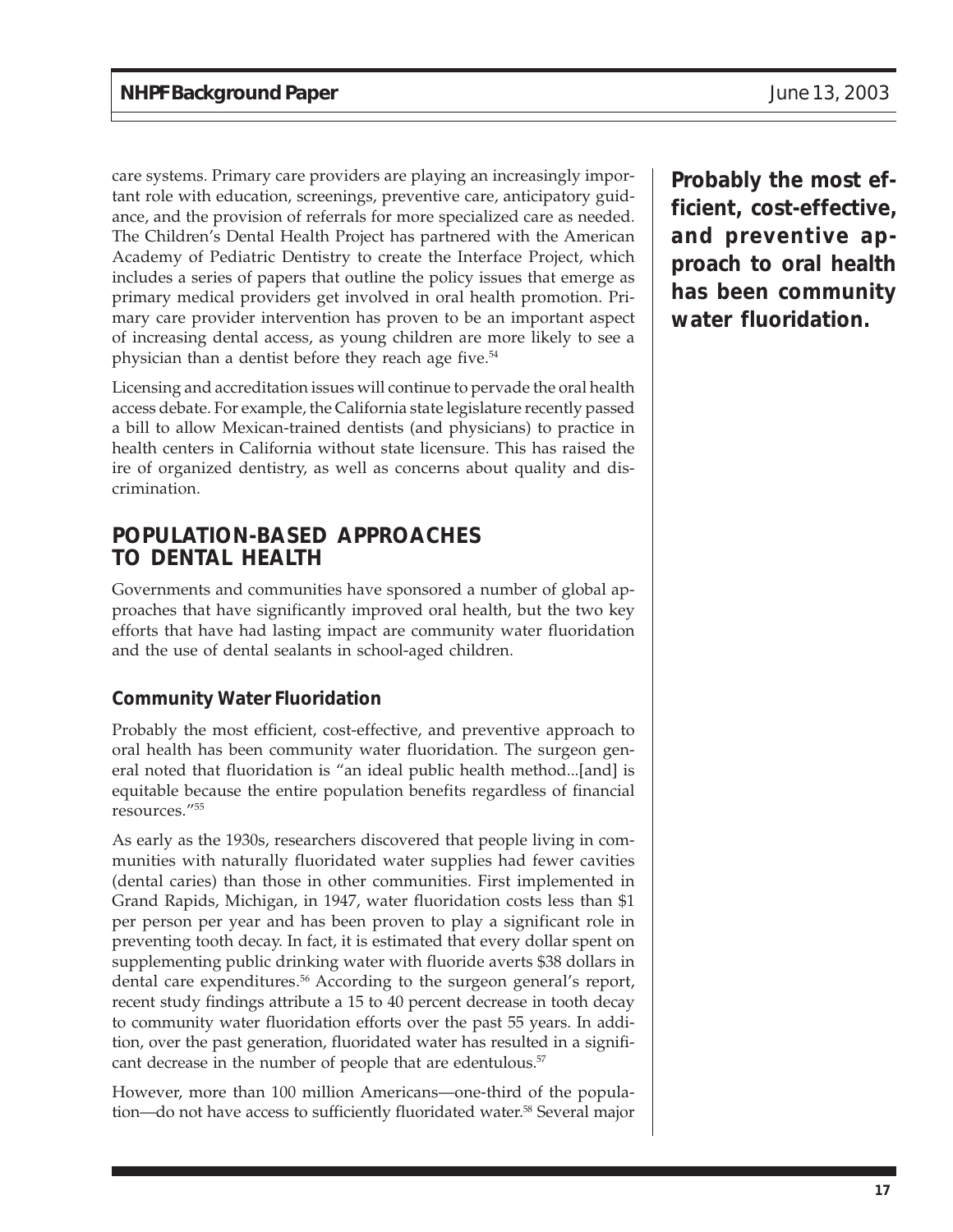care systems. Primary care providers are playing an increasingly important role with education, screenings, preventive care, anticipatory guidance, and the provision of referrals for more specialized care as needed. The Children's Dental Health Project has partnered with the American Academy of Pediatric Dentistry to create the Interface Project, which includes a series of papers that outline the policy issues that emerge as primary medical providers get involved in oral health promotion. Primary care provider intervention has proven to be an important aspect of increasing dental access, as young children are more likely to see a physician than a dentist before they reach age five.[54]

Licensing and accreditation issues will continue to pervade the oral health access debate. For example, the California state legislature recently passed a bill to allow Mexican-trained dentists (and physicians) to practice in health centers in California without state licensure. This has raised the ire of organized dentistry, as well as concerns about quality and discrimination.

## POPULATION-BASED APPROACHES TO DENTAL HEALTH

Governments and communities have sponsored a number of global approaches that have significantly improved oral health, but the two key efforts that have had lasting impact are community water fluoridation and the use of dental sealants in school-aged children.

### Community Water Fluoridation

Probably the most efficient, cost-effective, and preventive approach to oral health has been community water fluoridation. The surgeon general noted that fluoridation is "an ideal public health method...[and] is equitable because the entire population benefits regardless of financial resources."[55]

As early as the 1930s, researchers discovered that people living in communities with naturally fluoridated water supplies had fewer cavities (dental caries) than those in other communities. First implemented in Grand Rapids, Michigan, in 1947, water fluoridation costs less than $1 per person per year and has been proven to play a significant role in preventing tooth decay. In fact, it is estimated that every dollar spent on supplementing public drinking water with fluoride averts $38 dollars in dental care expenditures.[56] According to the surgeon general's report, recent study findings attribute a 15 to 40 percent decrease in tooth decay to community water fluoridation efforts over the past 55 years. In addition, over the past generation, fluoridated water has resulted in a significant decrease in the number of people that are edentulous.[57]

However, more than 100 million Americans—one-third of the population—do not have access to sufficiently fluoridated water.[58] Several major

**Probably the most efficient, cost-effective, and preventive approach to oral health has been community water fluoridation.**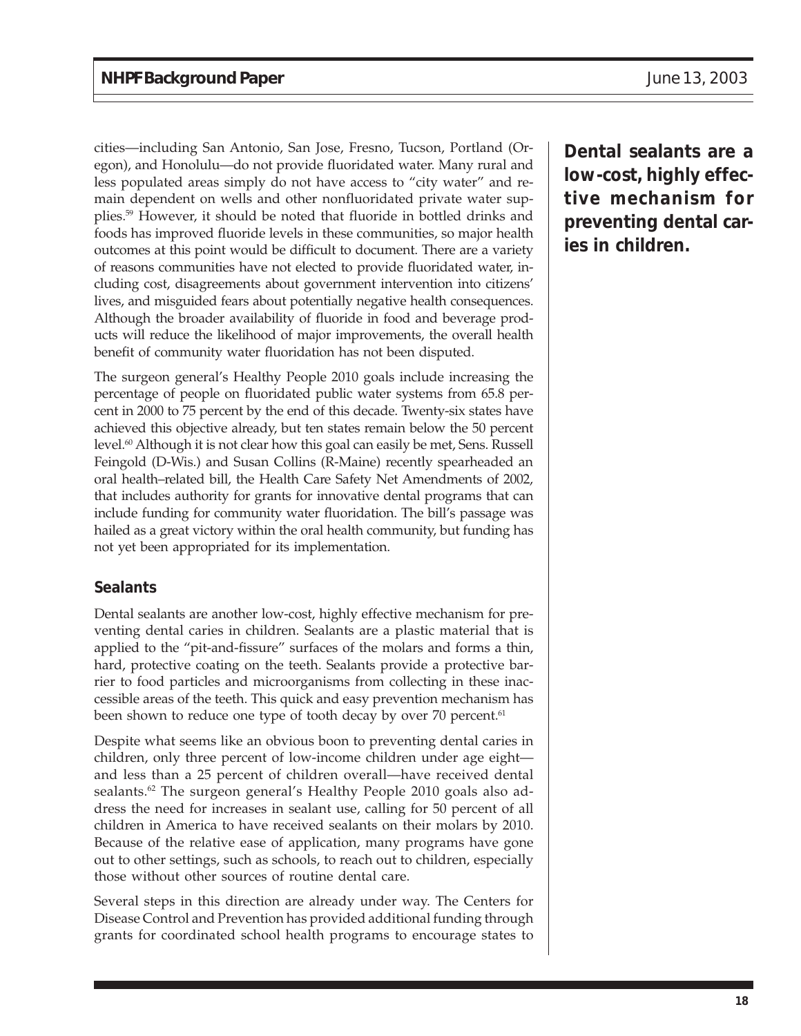cities—including San Antonio, San Jose, Fresno, Tucson, Portland (Oregon), and Honolulu—do not provide fluoridated water. Many rural and less populated areas simply do not have access to "city water" and remain dependent on wells and other nonfluoridated private water supplies.[59] However, it should be noted that fluoride in bottled drinks and foods has improved fluoride levels in these communities, so major health outcomes at this point would be difficult to document. There are a variety of reasons communities have not elected to provide fluoridated water, including cost, disagreements about government intervention into citizens' lives, and misguided fears about potentially negative health consequences. Although the broader availability of fluoride in food and beverage products will reduce the likelihood of major improvements, the overall health benefit of community water fluoridation has not been disputed.

The surgeon general's Healthy People 2010 goals include increasing the percentage of people on fluoridated public water systems from 65.8 percent in 2000 to 75 percent by the end of this decade. Twenty-six states have achieved this objective already, but ten states remain below the 50 percent level.[60] Although it is not clear how this goal can easily be met, Sens. Russell Feingold (D-Wis.) and Susan Collins (R-Maine) recently spearheaded an oral health–related bill, the Health Care Safety Net Amendments of 2002, that includes authority for grants for innovative dental programs that can include funding for community water fluoridation. The bill's passage was hailed as a great victory within the oral health community, but funding has not yet been appropriated for its implementation.

**Dental sealants are a low-cost, highly effective mechanism for preventing dental caries in children.**

### Sealants

Dental sealants are another low-cost, highly effective mechanism for preventing dental caries in children. Sealants are a plastic material that is applied to the "pit-and-fissure" surfaces of the molars and forms a thin, hard, protective coating on the teeth. Sealants provide a protective barrier to food particles and microorganisms from collecting in these inaccessible areas of the teeth. This quick and easy prevention mechanism has been shown to reduce one type of tooth decay by over 70 percent.[61]

Despite what seems like an obvious boon to preventing dental caries in children, only three percent of low-income children under age eight—and less than a 25 percent of children overall—have received dental sealants.[62] The surgeon general's Healthy People 2010 goals also address the need for increases in sealant use, calling for 50 percent of all children in America to have received sealants on their molars by 2010. Because of the relative ease of application, many programs have gone out to other settings, such as schools, to reach out to children, especially those without other sources of routine dental care.

Several steps in this direction are already under way. The Centers for Disease Control and Prevention has provided additional funding through grants for coordinated school health programs to encourage states to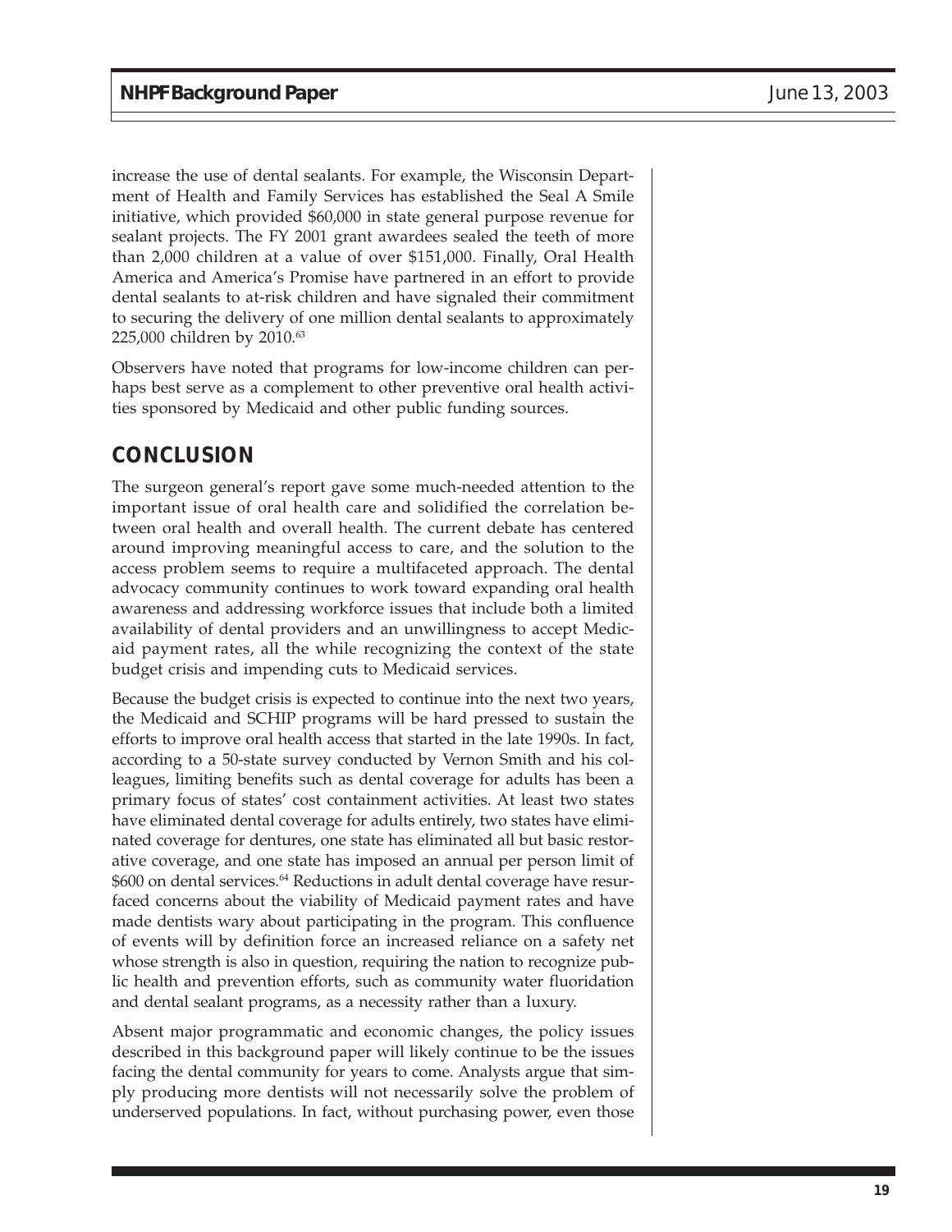increase the use of dental sealants. For example, the Wisconsin Department of Health and Family Services has established the Seal A Smile initiative, which provided $60,000 in state general purpose revenue for sealant projects. The FY 2001 grant awardees sealed the teeth of more than 2,000 children at a value of over $151,000. Finally, Oral Health America and America's Promise have partnered in an effort to provide dental sealants to at-risk children and have signaled their commitment to securing the delivery of one million dental sealants to approximately 225,000 children by 2010.[63]

Observers have noted that programs for low-income children can perhaps best serve as a complement to other preventive oral health activities sponsored by Medicaid and other public funding sources.

## CONCLUSION

The surgeon general's report gave some much-needed attention to the important issue of oral health care and solidified the correlation between oral health and overall health. The current debate has centered around improving meaningful access to care, and the solution to the access problem seems to require a multifaceted approach. The dental advocacy community continues to work toward expanding oral health awareness and addressing workforce issues that include both a limited availability of dental providers and an unwillingness to accept Medicaid payment rates, all the while recognizing the context of the state budget crisis and impending cuts to Medicaid services.

Because the budget crisis is expected to continue into the next two years, the Medicaid and SCHIP programs will be hard pressed to sustain the efforts to improve oral health access that started in the late 1990s. In fact, according to a 50-state survey conducted by Vernon Smith and his colleagues, limiting benefits such as dental coverage for adults has been a primary focus of states' cost containment activities. At least two states have eliminated dental coverage for adults entirely, two states have eliminated coverage for dentures, one state has eliminated all but basic restorative coverage, and one state has imposed an annual per person limit of $600 on dental services.[64] Reductions in adult dental coverage have resurfaced concerns about the viability of Medicaid payment rates and have made dentists wary about participating in the program. This confluence of events will by definition force an increased reliance on a safety net whose strength is also in question, requiring the nation to recognize public health and prevention efforts, such as community water fluoridation and dental sealant programs, as a necessity rather than a luxury.

Absent major programmatic and economic changes, the policy issues described in this background paper will likely continue to be the issues facing the dental community for years to come. Analysts argue that simply producing more dentists will not necessarily solve the problem of underserved populations. In fact, without purchasing power, even those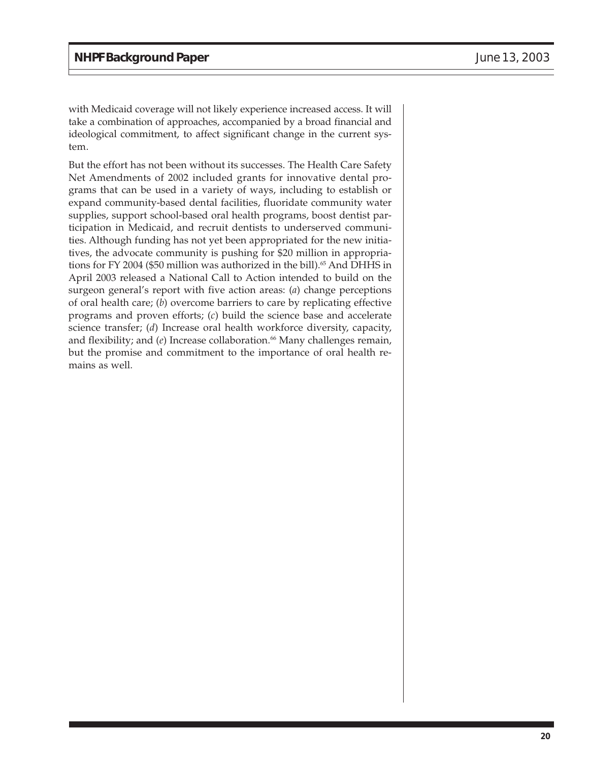with Medicaid coverage will not likely experience increased access. It will take a combination of approaches, accompanied by a broad financial and ideological commitment, to affect significant change in the current system.

But the effort has not been without its successes. The Health Care Safety Net Amendments of 2002 included grants for innovative dental programs that can be used in a variety of ways, including to establish or expand community-based dental facilities, fluoridate community water supplies, support school-based oral health programs, boost dentist participation in Medicaid, and recruit dentists to underserved communities. Although funding has not yet been appropriated for the new initiatives, the advocate community is pushing for $20 million in appropriations for FY 2004 ($50 million was authorized in the bill).[65] And DHHS in April 2003 released a National Call to Action intended to build on the surgeon general's report with five action areas: (*a*) change perceptions of oral health care; (*b*) overcome barriers to care by replicating effective programs and proven efforts; (*c*) build the science base and accelerate science transfer; (*d*) Increase oral health workforce diversity, capacity, and flexibility; and (*e*) Increase collaboration.[66] Many challenges remain, but the promise and commitment to the importance of oral health remains as well.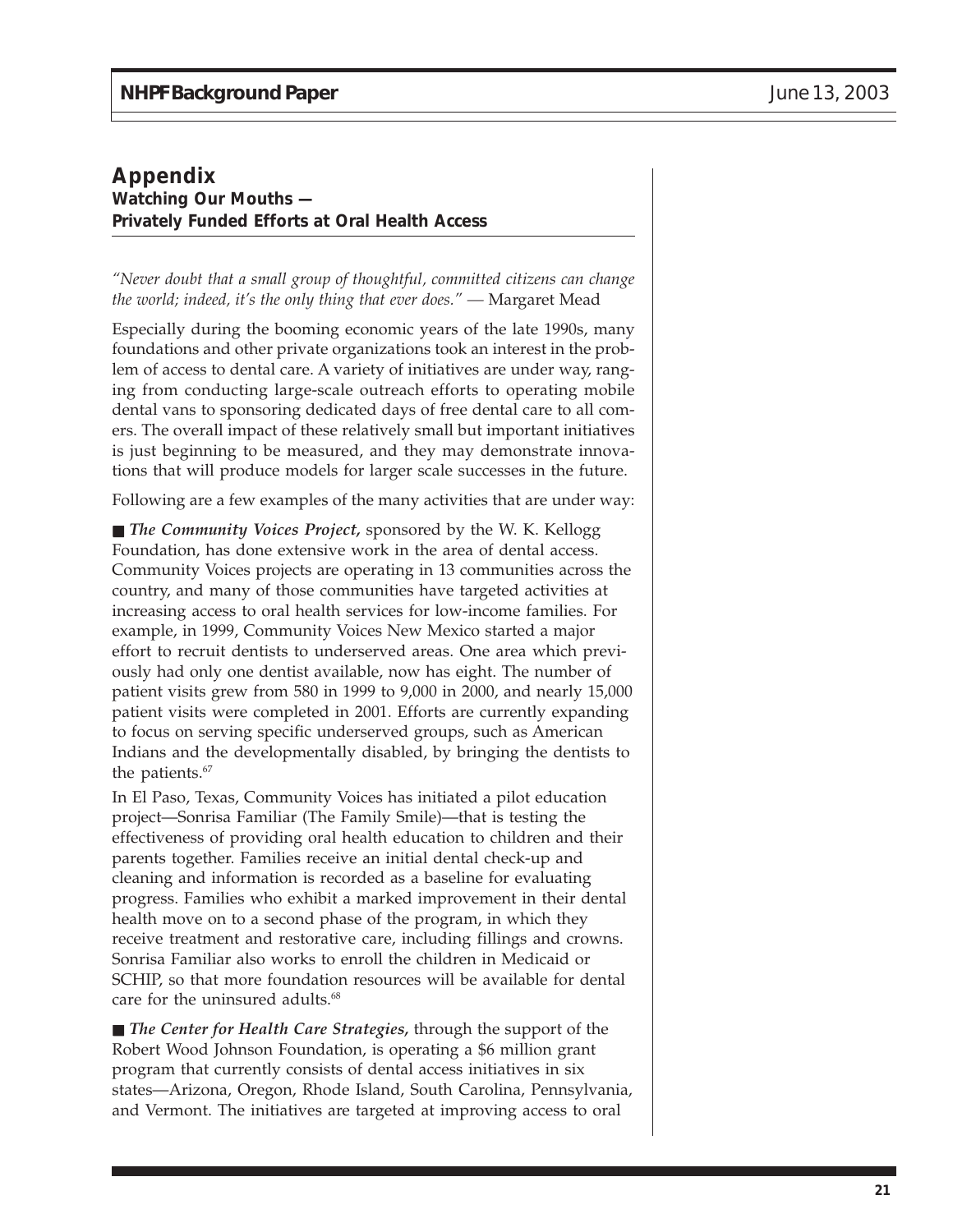## Appendix

### Watching Our Mouths — Privately Funded Efforts at Oral Health Access

*"Never doubt that a small group of thoughtful, committed citizens can change the world; indeed, it's the only thing that ever does."* — Margaret Mead

Especially during the booming economic years of the late 1990s, many foundations and other private organizations took an interest in the problem of access to dental care. A variety of initiatives are under way, ranging from conducting large-scale outreach efforts to operating mobile dental vans to sponsoring dedicated days of free dental care to all comers. The overall impact of these relatively small but important initiatives is just beginning to be measured, and they may demonstrate innovations that will produce models for larger scale successes in the future.

Following are a few examples of the many activities that are under way:

■ ***The Community Voices Project,*** sponsored by the W. K. Kellogg Foundation, has done extensive work in the area of dental access. Community Voices projects are operating in 13 communities across the country, and many of those communities have targeted activities at increasing access to oral health services for low-income families. For example, in 1999, Community Voices New Mexico started a major effort to recruit dentists to underserved areas. One area which previously had only one dentist available, now has eight. The number of patient visits grew from 580 in 1999 to 9,000 in 2000, and nearly 15,000 patient visits were completed in 2001. Efforts are currently expanding to focus on serving specific underserved groups, such as American Indians and the developmentally disabled, by bringing the dentists to the patients.[67]

In El Paso, Texas, Community Voices has initiated a pilot education project—Sonrisa Familiar (The Family Smile)—that is testing the effectiveness of providing oral health education to children and their parents together. Families receive an initial dental check-up and cleaning and information is recorded as a baseline for evaluating progress. Families who exhibit a marked improvement in their dental health move on to a second phase of the program, in which they receive treatment and restorative care, including fillings and crowns. Sonrisa Familiar also works to enroll the children in Medicaid or SCHIP, so that more foundation resources will be available for dental care for the uninsured adults.[68]

■ ***The Center for Health Care Strategies,*** through the support of the Robert Wood Johnson Foundation, is operating a $6 million grant program that currently consists of dental access initiatives in six states—Arizona, Oregon, Rhode Island, South Carolina, Pennsylvania, and Vermont. The initiatives are targeted at improving access to oral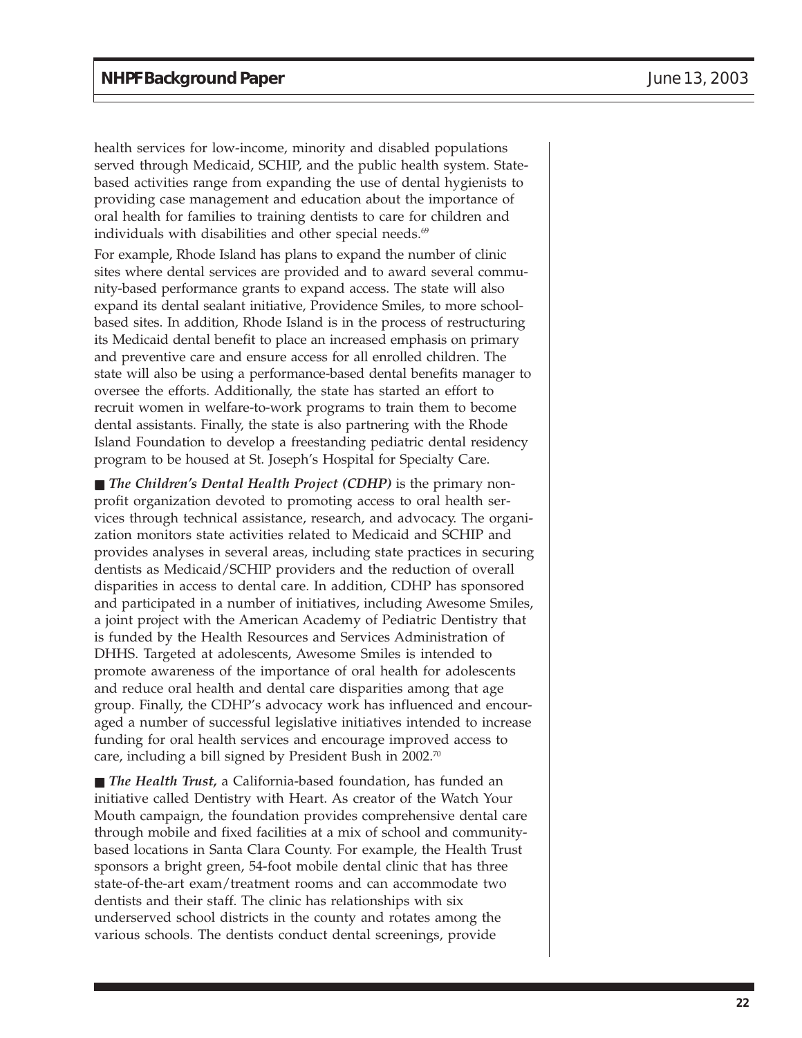health services for low-income, minority and disabled populations served through Medicaid, SCHIP, and the public health system. State-based activities range from expanding the use of dental hygienists to providing case management and education about the importance of oral health for families to training dentists to care for children and individuals with disabilities and other special needs.[69]

For example, Rhode Island has plans to expand the number of clinic sites where dental services are provided and to award several community-based performance grants to expand access. The state will also expand its dental sealant initiative, Providence Smiles, to more school-based sites. In addition, Rhode Island is in the process of restructuring its Medicaid dental benefit to place an increased emphasis on primary and preventive care and ensure access for all enrolled children. The state will also be using a performance-based dental benefits manager to oversee the efforts. Additionally, the state has started an effort to recruit women in welfare-to-work programs to train them to become dental assistants. Finally, the state is also partnering with the Rhode Island Foundation to develop a freestanding pediatric dental residency program to be housed at St. Joseph's Hospital for Specialty Care.

- ***The Children's Dental Health Project (CDHP)*** is the primary non-profit organization devoted to promoting access to oral health services through technical assistance, research, and advocacy. The organization monitors state activities related to Medicaid and SCHIP and provides analyses in several areas, including state practices in securing dentists as Medicaid/SCHIP providers and the reduction of overall disparities in access to dental care. In addition, CDHP has sponsored and participated in a number of initiatives, including Awesome Smiles, a joint project with the American Academy of Pediatric Dentistry that is funded by the Health Resources and Services Administration of DHHS. Targeted at adolescents, Awesome Smiles is intended to promote awareness of the importance of oral health for adolescents and reduce oral health and dental care disparities among that age group. Finally, the CDHP's advocacy work has influenced and encouraged a number of successful legislative initiatives intended to increase funding for oral health services and encourage improved access to care, including a bill signed by President Bush in 2002.[70]

- ***The Health Trust,*** a California-based foundation, has funded an initiative called Dentistry with Heart. As creator of the Watch Your Mouth campaign, the foundation provides comprehensive dental care through mobile and fixed facilities at a mix of school and community-based locations in Santa Clara County. For example, the Health Trust sponsors a bright green, 54-foot mobile dental clinic that has three state-of-the-art exam/treatment rooms and can accommodate two dentists and their staff. The clinic has relationships with six underserved school districts in the county and rotates among the various schools. The dentists conduct dental screenings, provide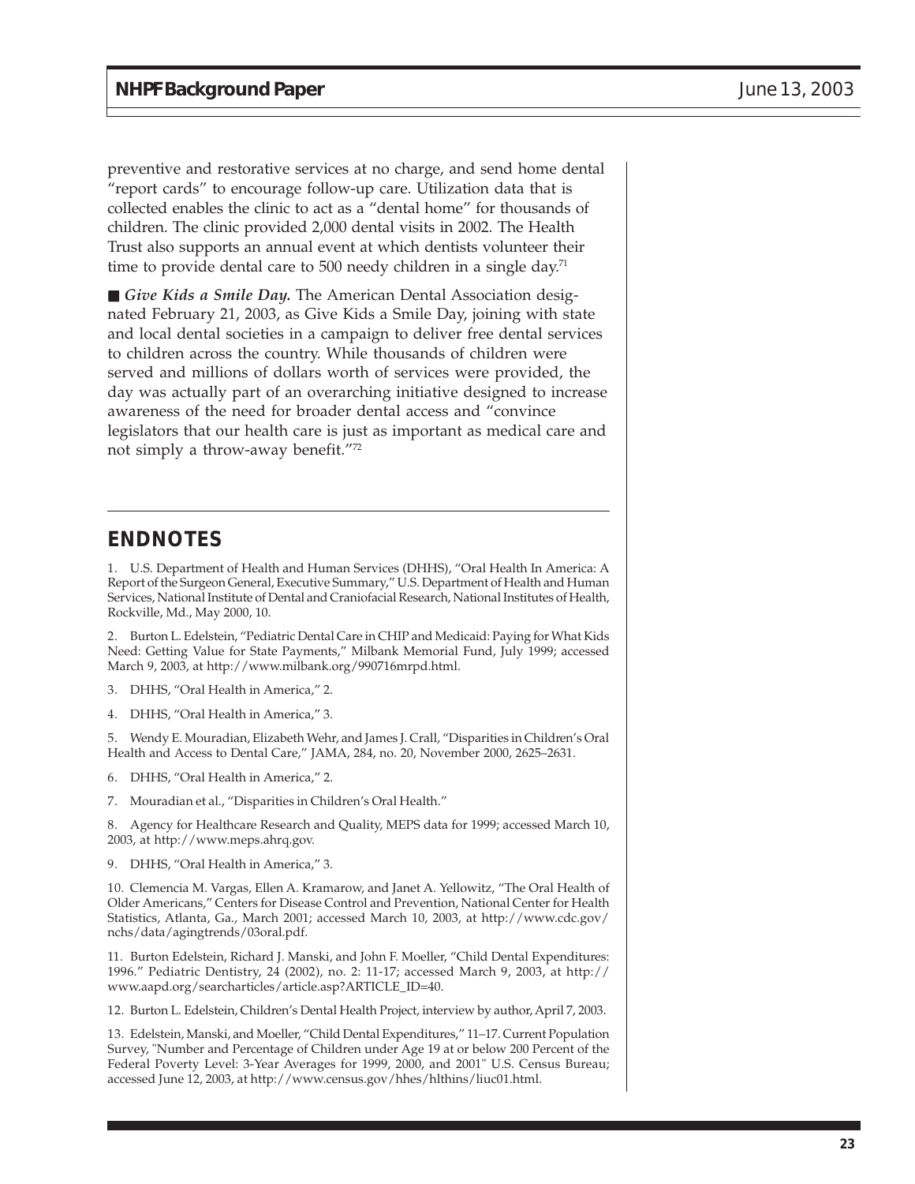preventive and restorative services at no charge, and send home dental "report cards" to encourage follow-up care. Utilization data that is collected enables the clinic to act as a "dental home" for thousands of children. The clinic provided 2,000 dental visits in 2002. The Health Trust also supports an annual event at which dentists volunteer their time to provide dental care to 500 needy children in a single day.[71]

■ ***Give Kids a Smile Day.*** The American Dental Association designated February 21, 2003, as Give Kids a Smile Day, joining with state and local dental societies in a campaign to deliver free dental services to children across the country. While thousands of children were served and millions of dollars worth of services were provided, the day was actually part of an overarching initiative designed to increase awareness of the need for broader dental access and "convince legislators that our health care is just as important as medical care and not simply a throw-away benefit."[72]

## ENDNOTES

1. U.S. Department of Health and Human Services (DHHS), "Oral Health In America: A Report of the Surgeon General, Executive Summary," U.S. Department of Health and Human Services, National Institute of Dental and Craniofacial Research, National Institutes of Health, Rockville, Md., May 2000, 10.

2. Burton L. Edelstein, "Pediatric Dental Care in CHIP and Medicaid: Paying for What Kids Need: Getting Value for State Payments," Milbank Memorial Fund, July 1999; accessed March 9, 2003, at http://www.milbank.org/990716mrpd.html.

3. DHHS, "Oral Health in America," 2.

4. DHHS, "Oral Health in America," 3.

5. Wendy E. Mouradian, Elizabeth Wehr, and James J. Crall, "Disparities in Children's Oral Health and Access to Dental Care," JAMA, 284, no. 20, November 2000, 2625–2631.

6. DHHS, "Oral Health in America," 2.

7. Mouradian et al., "Disparities in Children's Oral Health."

8. Agency for Healthcare Research and Quality, MEPS data for 1999; accessed March 10, 2003, at http://www.meps.ahrq.gov.

9. DHHS, "Oral Health in America," 3.

10. Clemencia M. Vargas, Ellen A. Kramarow, and Janet A. Yellowitz, "The Oral Health of Older Americans," Centers for Disease Control and Prevention, National Center for Health Statistics, Atlanta, Ga., March 2001; accessed March 10, 2003, at http://www.cdc.gov/nchs/data/agingtrends/03oral.pdf.

11. Burton Edelstein, Richard J. Manski, and John F. Moeller, "Child Dental Expenditures: 1996." Pediatric Dentistry, 24 (2002), no. 2: 11-17; accessed March 9, 2003, at http://www.aapd.org/searcharticles/article.asp?ARTICLE_ID=40.

12. Burton L. Edelstein, Children's Dental Health Project, interview by author, April 7, 2003.

13. Edelstein, Manski, and Moeller, "Child Dental Expenditures," 11–17. Current Population Survey, "Number and Percentage of Children under Age 19 at or below 200 Percent of the Federal Poverty Level: 3-Year Averages for 1999, 2000, and 2001" U.S. Census Bureau; accessed June 12, 2003, at http://www.census.gov/hhes/hlthins/liuc01.html.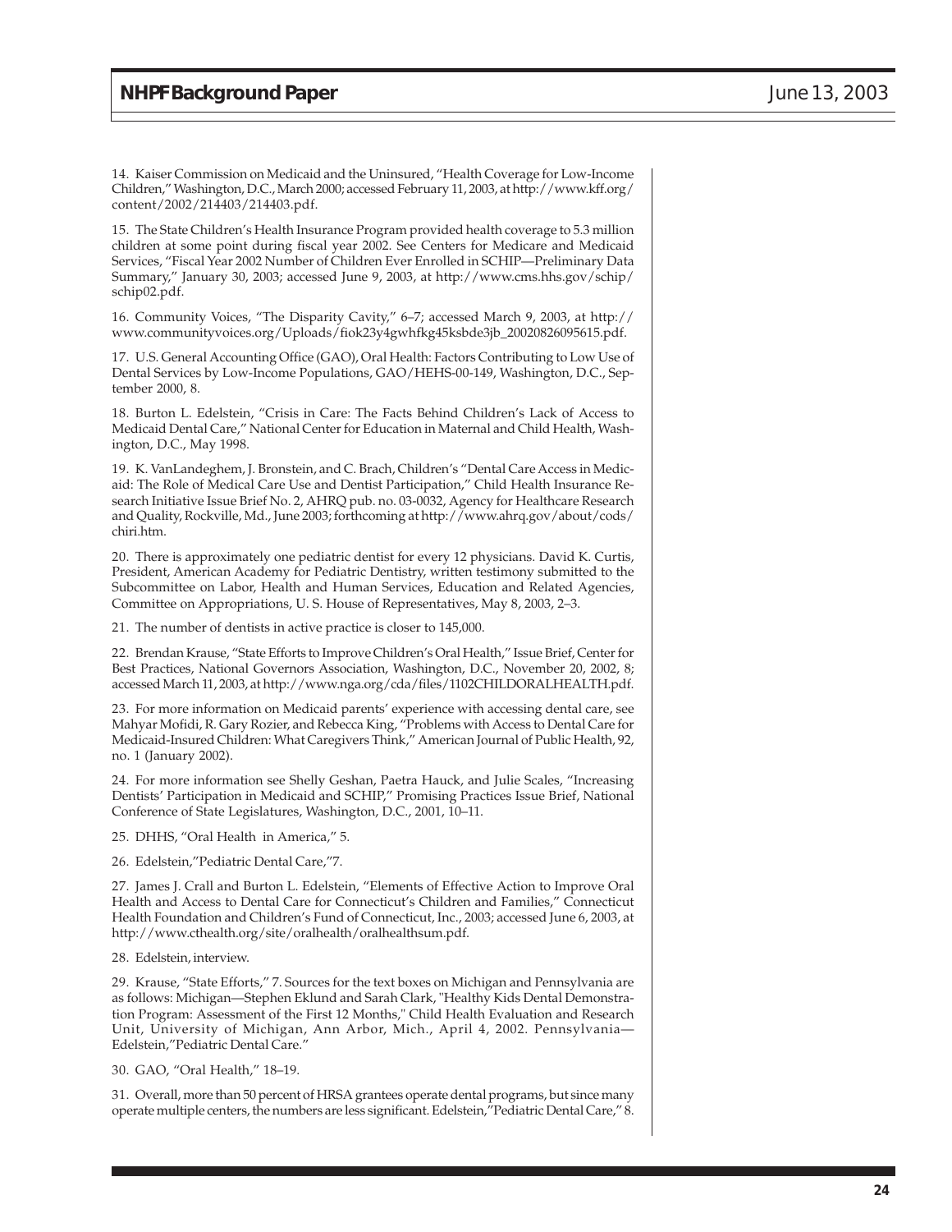14. Kaiser Commission on Medicaid and the Uninsured, "Health Coverage for Low-Income Children," Washington, D.C., March 2000; accessed February 11, 2003, at http://www.kff.org/content/2002/214403/214403.pdf.

15. The State Children's Health Insurance Program provided health coverage to 5.3 million children at some point during fiscal year 2002. See Centers for Medicare and Medicaid Services, "Fiscal Year 2002 Number of Children Ever Enrolled in SCHIP—Preliminary Data Summary," January 30, 2003; accessed June 9, 2003, at http://www.cms.hhs.gov/schip/schip02.pdf.

16. Community Voices, "The Disparity Cavity," 6–7; accessed March 9, 2003, at http://www.communityvoices.org/Uploads/fiok23y4gwhfkg45ksbde3jb_20020826095615.pdf.

17. U.S. General Accounting Office (GAO), Oral Health: Factors Contributing to Low Use of Dental Services by Low-Income Populations, GAO/HEHS-00-149, Washington, D.C., September 2000, 8.

18. Burton L. Edelstein, "Crisis in Care: The Facts Behind Children's Lack of Access to Medicaid Dental Care," National Center for Education in Maternal and Child Health, Washington, D.C., May 1998.

19. K. VanLandeghem, J. Bronstein, and C. Brach, Children's "Dental Care Access in Medicaid: The Role of Medical Care Use and Dentist Participation," Child Health Insurance Research Initiative Issue Brief No. 2, AHRQ pub. no. 03-0032, Agency for Healthcare Research and Quality, Rockville, Md., June 2003; forthcoming at http://www.ahrq.gov/about/cods/chiri.htm.

20. There is approximately one pediatric dentist for every 12 physicians. David K. Curtis, President, American Academy for Pediatric Dentistry, written testimony submitted to the Subcommittee on Labor, Health and Human Services, Education and Related Agencies, Committee on Appropriations, U. S. House of Representatives, May 8, 2003, 2–3.

21. The number of dentists in active practice is closer to 145,000.

22. Brendan Krause, "State Efforts to Improve Children's Oral Health," Issue Brief, Center for Best Practices, National Governors Association, Washington, D.C., November 20, 2002, 8; accessed March 11, 2003, at http://www.nga.org/cda/files/1102CHILDORALHEALTH.pdf.

23. For more information on Medicaid parents' experience with accessing dental care, see Mahyar Mofidi, R. Gary Rozier, and Rebecca King, "Problems with Access to Dental Care for Medicaid-Insured Children: What Caregivers Think," American Journal of Public Health, 92, no. 1 (January 2002).

24. For more information see Shelly Geshan, Paetra Hauck, and Julie Scales, "Increasing Dentists' Participation in Medicaid and SCHIP," Promising Practices Issue Brief, National Conference of State Legislatures, Washington, D.C., 2001, 10–11.

25. DHHS, "Oral Health in America," 5.

26. Edelstein,"Pediatric Dental Care,"7.

27. James J. Crall and Burton L. Edelstein, "Elements of Effective Action to Improve Oral Health and Access to Dental Care for Connecticut's Children and Families," Connecticut Health Foundation and Children's Fund of Connecticut, Inc., 2003; accessed June 6, 2003, at http://www.cthealth.org/site/oralhealth/oralhealthsum.pdf.

28. Edelstein, interview.

29. Krause, "State Efforts," 7. Sources for the text boxes on Michigan and Pennsylvania are as follows: Michigan—Stephen Eklund and Sarah Clark, "Healthy Kids Dental Demonstration Program: Assessment of the First 12 Months," Child Health Evaluation and Research Unit, University of Michigan, Ann Arbor, Mich., April 4, 2002. Pennsylvania—Edelstein,"Pediatric Dental Care."

30. GAO, "Oral Health," 18–19.

31. Overall, more than 50 percent of HRSA grantees operate dental programs, but since many operate multiple centers, the numbers are less significant. Edelstein,"Pediatric Dental Care," 8.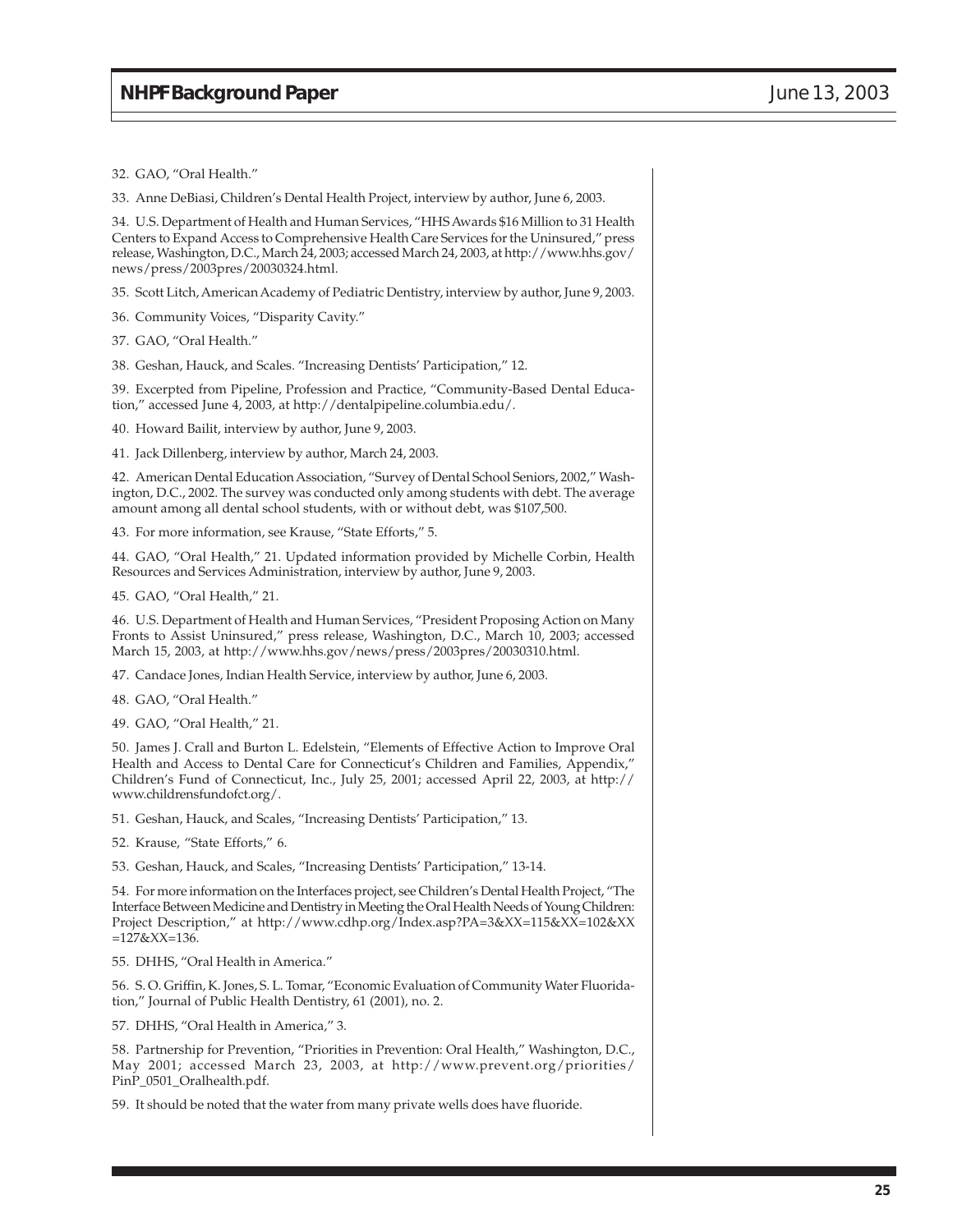32. GAO, "Oral Health."

33. Anne DeBiasi, Children's Dental Health Project, interview by author, June 6, 2003.

34. U.S. Department of Health and Human Services, "HHS Awards $16 Million to 31 Health Centers to Expand Access to Comprehensive Health Care Services for the Uninsured," press release, Washington, D.C., March 24, 2003; accessed March 24, 2003, at http://www.hhs.gov/news/press/2003pres/20030324.html.

35. Scott Litch, American Academy of Pediatric Dentistry, interview by author, June 9, 2003.

36. Community Voices, "Disparity Cavity."

37. GAO, "Oral Health."

38. Geshan, Hauck, and Scales. "Increasing Dentists' Participation," 12.

39. Excerpted from Pipeline, Profession and Practice, "Community-Based Dental Education," accessed June 4, 2003, at http://dentalpipeline.columbia.edu/.

40. Howard Bailit, interview by author, June 9, 2003.

41. Jack Dillenberg, interview by author, March 24, 2003.

42. American Dental Education Association, "Survey of Dental School Seniors, 2002," Washington, D.C., 2002. The survey was conducted only among students with debt. The average amount among all dental school students, with or without debt, was $107,500.

43. For more information, see Krause, "State Efforts," 5.

44. GAO, "Oral Health," 21. Updated information provided by Michelle Corbin, Health Resources and Services Administration, interview by author, June 9, 2003.

45. GAO, "Oral Health," 21.

46. U.S. Department of Health and Human Services, "President Proposing Action on Many Fronts to Assist Uninsured," press release, Washington, D.C., March 10, 2003; accessed March 15, 2003, at http://www.hhs.gov/news/press/2003pres/20030310.html.

47. Candace Jones, Indian Health Service, interview by author, June 6, 2003.

48. GAO, "Oral Health."

49. GAO, "Oral Health," 21.

50. James J. Crall and Burton L. Edelstein, "Elements of Effective Action to Improve Oral Health and Access to Dental Care for Connecticut's Children and Families, Appendix," Children's Fund of Connecticut, Inc., July 25, 2001; accessed April 22, 2003, at http://www.childrensfundofct.org/.

51. Geshan, Hauck, and Scales, "Increasing Dentists' Participation," 13.

52. Krause, "State Efforts," 6.

53. Geshan, Hauck, and Scales, "Increasing Dentists' Participation," 13-14.

54. For more information on the Interfaces project, see Children's Dental Health Project, "The Interface Between Medicine and Dentistry in Meeting the Oral Health Needs of Young Children: Project Description," at http://www.cdhp.org/Index.asp?PA=3&XX=115&XX=102&XX=127&XX=136.

55. DHHS, "Oral Health in America."

56. S. O. Griffin, K. Jones, S. L. Tomar, "Economic Evaluation of Community Water Fluoridation," Journal of Public Health Dentistry, 61 (2001), no. 2.

57. DHHS, "Oral Health in America," 3.

58. Partnership for Prevention, "Priorities in Prevention: Oral Health," Washington, D.C., May 2001; accessed March 23, 2003, at http://www.prevent.org/priorities/PinP_0501_Oralhealth.pdf.

59. It should be noted that the water from many private wells does have fluoride.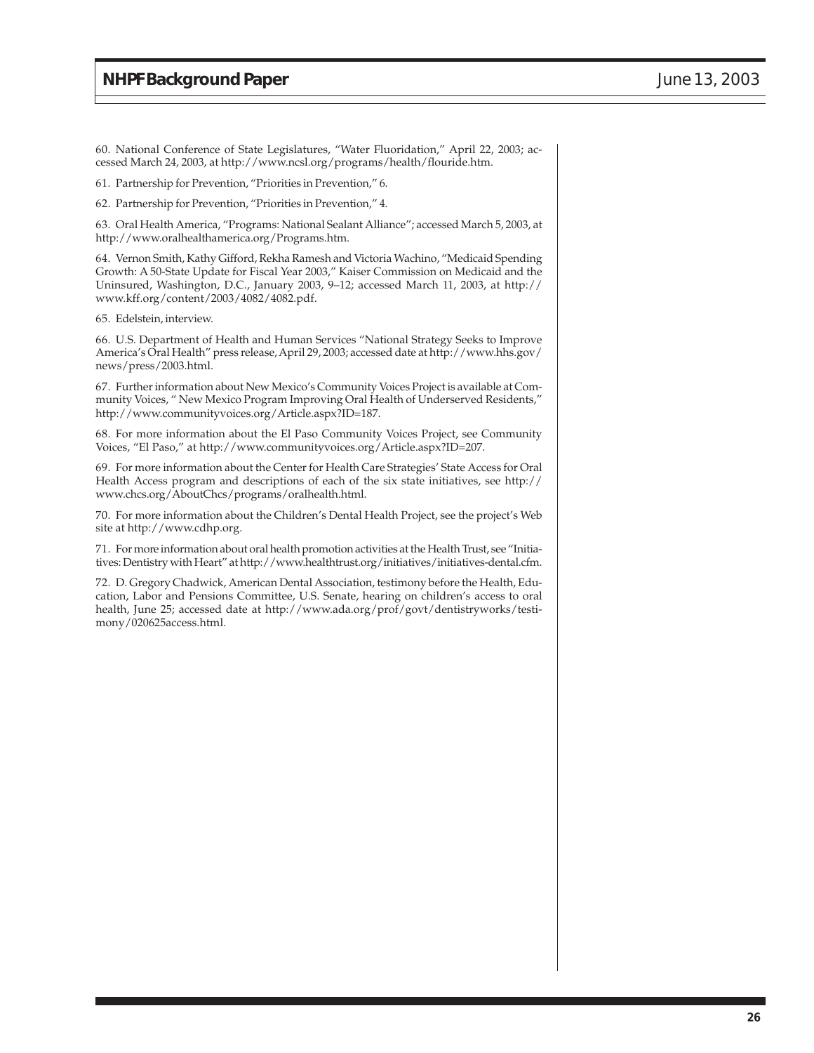60. National Conference of State Legislatures, "Water Fluoridation," April 22, 2003; accessed March 24, 2003, at http://www.ncsl.org/programs/health/flouride.htm.

61. Partnership for Prevention, "Priorities in Prevention," 6.

62. Partnership for Prevention, "Priorities in Prevention," 4.

63. Oral Health America, "Programs: National Sealant Alliance"; accessed March 5, 2003, at http://www.oralhealthamerica.org/Programs.htm.

64. Vernon Smith, Kathy Gifford, Rekha Ramesh and Victoria Wachino, "Medicaid Spending Growth: A 50-State Update for Fiscal Year 2003," Kaiser Commission on Medicaid and the Uninsured, Washington, D.C., January 2003, 9–12; accessed March 11, 2003, at http://www.kff.org/content/2003/4082/4082.pdf.

65. Edelstein, interview.

66. U.S. Department of Health and Human Services "National Strategy Seeks to Improve America's Oral Health" press release, April 29, 2003; accessed date at http://www.hhs.gov/news/press/2003.html.

67. Further information about New Mexico's Community Voices Project is available at Community Voices, " New Mexico Program Improving Oral Health of Underserved Residents," http://www.communityvoices.org/Article.aspx?ID=187.

68. For more information about the El Paso Community Voices Project, see Community Voices, "El Paso," at http://www.communityvoices.org/Article.aspx?ID=207.

69. For more information about the Center for Health Care Strategies' State Access for Oral Health Access program and descriptions of each of the six state initiatives, see http://www.chcs.org/AboutChcs/programs/oralhealth.html.

70. For more information about the Children's Dental Health Project, see the project's Web site at http://www.cdhp.org.

71. For more information about oral health promotion activities at the Health Trust, see "Initiatives: Dentistry with Heart" at http://www.healthtrust.org/initiatives/initiatives-dental.cfm.

72. D. Gregory Chadwick, American Dental Association, testimony before the Health, Education, Labor and Pensions Committee, U.S. Senate, hearing on children's access to oral health, June 25; accessed date at http://www.ada.org/prof/govt/dentistryworks/testimony/020625access.html.